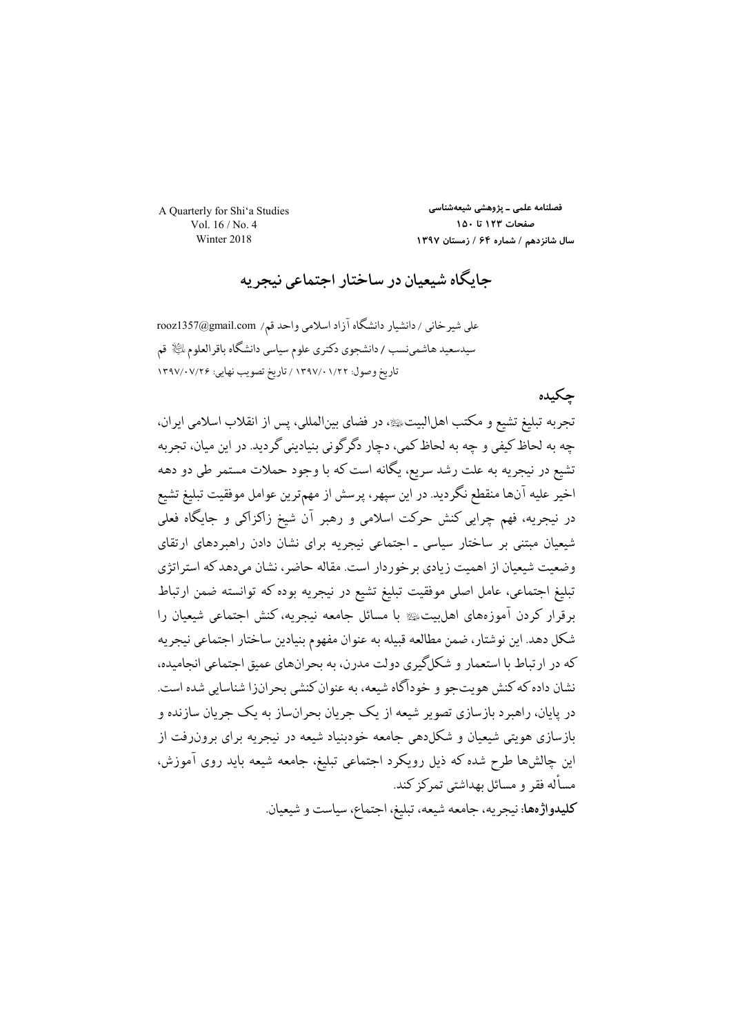# جایگاه شیعیان در ساختار اجتماعی نیجریه

علی شیرخانی / دانشیار دانشگاه آزاد اسلامی واحد قم/ rooz1357@gmail.com

سیدسعید هاشمی‌نسب / دانشجوی دکتری علوم سیاسی دانشگاه باقرالعلوم علیه السلام قم

تاریخ وصول: ۱۳۹۷/۰۱/۲۲ / تاریخ تصویب نهایی: ۱۳۹۷/۰۷/۲۶

## چکیده

تجربه تبلیغ تشیع و مکتب اهل‌البیت علیهم السلام، در فضای بین‌المللی، پس از انقلاب اسلامی ایران، چه به لحاظ کیفی و چه به لحاظ کمی، دچار دگرگونی بنیادینی گردید. در این میان، تجربه تشیع در نیجریه به علت رشد سریع، یگانه است که با وجود حملات مستمر طی دو دهه اخیر علیه آن‌ها منقطع نگردید. در این سپهر، پرسش از مهم‌ترین عوامل موفقیت تبلیغ تشیع در نیجریه، فهم چرایی کنش حرکت اسلامی و رهبر آن شیخ زاکزاکی و جایگاه فعلی شیعیان مبتنی بر ساختار سیاسی ـ اجتماعی نیجریه برای نشان دادن راهبردهای ارتقای وضعیت شیعیان از اهمیت زیادی برخوردار است. مقاله حاضر، نشان می‌دهد که استراتژی تبلیغ اجتماعی، عامل اصلی موفقیت تبلیغ تشیع در نیجریه بوده که توانسته ضمن ارتباط برقرار کردن آموزه‌های اهل‌بیت علیهم السلام با مسائل جامعه نیجریه، کنش اجتماعی شیعیان را شکل دهد. این نوشتار، ضمن مطالعه قبیله به عنوان مفهوم بنیادین ساختار اجتماعی نیجریه که در ارتباط با استعمار و شکل‌گیری دولت مدرن، به بحران‌های عمیق اجتماعی انجامیده، نشان داده که کنش هویت‌جو و خودآگاه شیعه، به عنوان کنشی بحران‌زا شناسایی شده است. در پایان، راهبرد بازسازی تصویر شیعه از یک جریان بحران‌ساز به یک جریان سازنده و بازسازی هویتی شیعیان و شکل‌دهی جامعه خودبنیاد شیعه در نیجریه برای برون‌رفت از این چالش‌ها طرح شده که ذیل رویکرد اجتماعی تبلیغ، جامعه شیعه باید روی آموزش، مسأله فقر و مسائل بهداشتی تمرکز کند.

**کلیدواژه‌ها:** نیجریه، جامعه شیعه، تبلیغ، اجتماع، سیاست و شیعیان.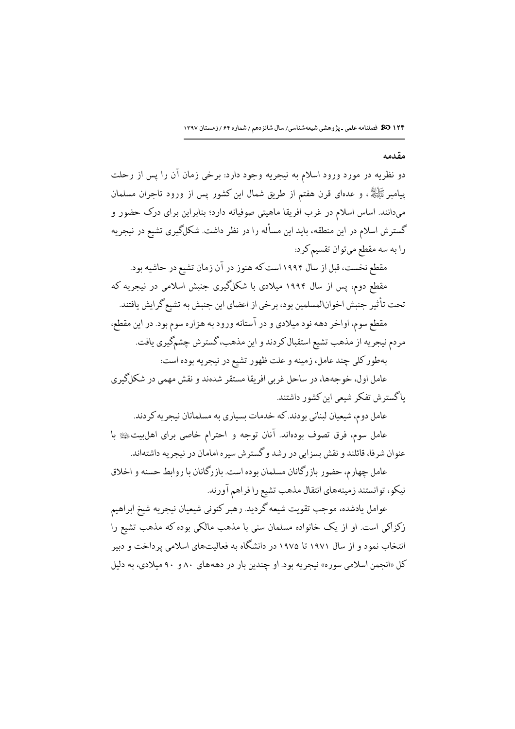## مقدمه

دو نظریه در مورد ورود اسلام به نیجریه وجود دارد: برخی زمان آن را پس از رحلت پیامبر ﷺ، و عده‌ای قرن هفتم از طریق شمال این کشور پس از ورود تاجران مسلمان می‌دانند. اساس اسلام در غرب افریقا ماهیتی صوفیانه دارد؛ بنابراین برای درک حضور و گسترش اسلام در این منطقه، باید این مسأله را در نظر داشت. شکل‌گیری تشیع در نیجریه را به سه مقطع می‌توان تقسیم کرد:

مقطع نخست، قبل از سال ۱۹۹۴ است که هنوز در آن زمان تشیع در حاشیه بود.

مقطع دوم، پس از سال ۱۹۹۴ میلادی با شکل‌گیری جنبش اسلامی در نیجریه که تحت تأثیر جنبش اخوان‌المسلمین بود، برخی از اعضای این جنبش به تشیع گرایش یافتند.

مقطع سوم، اواخر دهه نود میلادی و در آستانه ورود به هزاره سوم بود. در این مقطع، مردم نیجریه از مذهب تشیع استقبال کردند و این مذهب، گسترش چشم‌گیری یافت.

به‌طور کلی چند عامل، زمینه و علت ظهور تشیع در نیجریه بوده است:

عامل اول، خوجه‌ها، در ساحل غربی افریقا مستقر شده‌اند و نقش مهمی در شکل‌گیری یا گسترش تفکر شیعی این کشور داشتند.

عامل دوم، شیعیان لبنانی بودند. که خدمات بسیاری به مسلمانان نیجریه کردند.

عامل سوم، فرق تصوف بوده‌اند. آنان توجه و احترام خاصی برای اهل‌بیت علیهم‌السلام با عنوان شرفا، قائلند و نقش بسزایی در رشد و گسترش سیره امامان در نیجریه داشته‌اند.

عامل چهارم، حضور بازرگانان مسلمان بوده است. بازرگانان با روابط حسنه و اخلاق نیکو، توانستند زمینه‌های انتقال مذهب تشیع را فراهم آورند.

عوامل یادشده، موجب تقویت شیعه گردید. رهبر کنونی شیعیان نیجریه شیخ ابراهیم زکزاکی است. او از یک خانواده مسلمان سنی با مذهب مالکی بوده که مذهب تشیع را انتخاب نمود و از سال ۱۹۷۱ تا ۱۹۷۵ در دانشگاه به فعالیت‌های اسلامی پرداخت و دبیر کل «انجمن اسلامی سوره» نیجریه بود. او چندین بار در دهه‌های ۸۰ و ۹۰ میلادی، به دلیل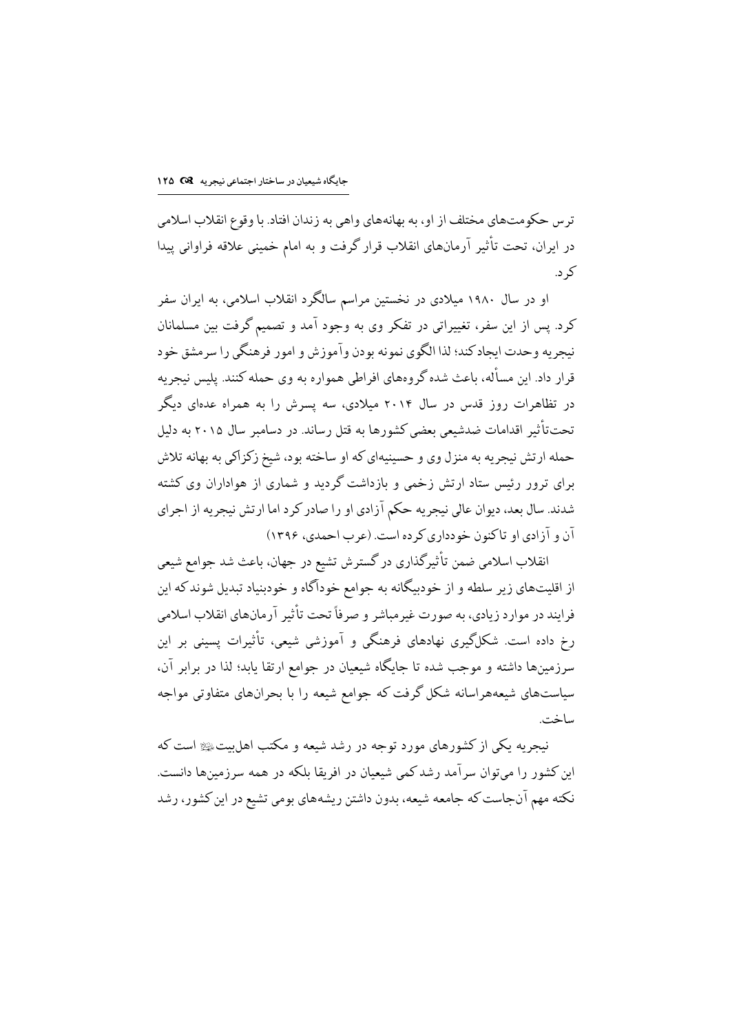ترس حکومت‌های مختلف از او، به بهانه‌های واهی به زندان افتاد. با وقوع انقلاب اسلامی در ایران، تحت تأثیر آرمان‌های انقلاب قرار گرفت و به امام خمینی علاقه فراوانی پیدا کرد.

او در سال ۱۹۸۰ میلادی در نخستین مراسم سالگرد انقلاب اسلامی، به ایران سفر کرد. پس از این سفر، تغییراتی در تفکر وی به وجود آمد و تصمیم گرفت بین مسلمانان نیجریه وحدت ایجاد کند؛ لذا الگوی نمونه بودن وآموزش و امور فرهنگی را سرمشق خود قرار داد. این مسأله، باعث شده گروه‌های افراطی همواره به وی حمله کنند. پلیس نیجریه در تظاهرات روز قدس در سال ۲۰۱۴ میلادی، سه پسرش را به همراه عده‌ای دیگر تحت‌تأثیر اقدامات ضدشیعی بعضی کشورها به قتل رساند. در دسامبر سال ۲۰۱۵ به دلیل حمله ارتش نیجریه به منزل وی و حسینیه‌ای که او ساخته بود، شیخ زکزاکی به بهانه تلاش برای ترور رئیس ستاد ارتش زخمی و بازداشت گردید و شماری از هواداران وی کشته شدند. سال بعد، دیوان عالی نیجریه حکم آزادی او را صادر کرد اما ارتش نیجریه از اجرای آن و آزادی او تاکنون خودداری کرده است. (عرب احمدی، ۱۳۹۶)

انقلاب اسلامی ضمن تأثیرگذاری در گسترش تشیع در جهان، باعث شد جوامع شیعی از اقلیت‌های زیر سلطه و از خودبیگانه به جوامع خودآگاه و خودبنیاد تبدیل شوند که این فرایند در موارد زیادی، به صورت غیرمباشر و صرفاً تحت تأثیر آرمان‌های انقلاب اسلامی رخ داده است. شکل‌گیری نهادهای فرهنگی و آموزشی شیعی، تأثیرات پسینی بر این سرزمین‌ها داشته و موجب شده تا جایگاه شیعیان در جوامع ارتقا یابد؛ لذا در برابر آن، سیاست‌های شیعه‌هراسانه شکل گرفت که جوامع شیعه را با بحران‌های متفاوتی مواجه ساخت.

نیجریه یکی از کشورهای مورد توجه در رشد شیعه و مکتب اهل‌بیت﷩ است که این کشور را می‌توان سرآمد رشد کمی شیعیان در افریقا بلکه در همه سرزمین‌ها دانست. نکته مهم آن‌جاست که جامعه شیعه، بدون داشتن ریشه‌های بومی تشیع در این کشور، رشد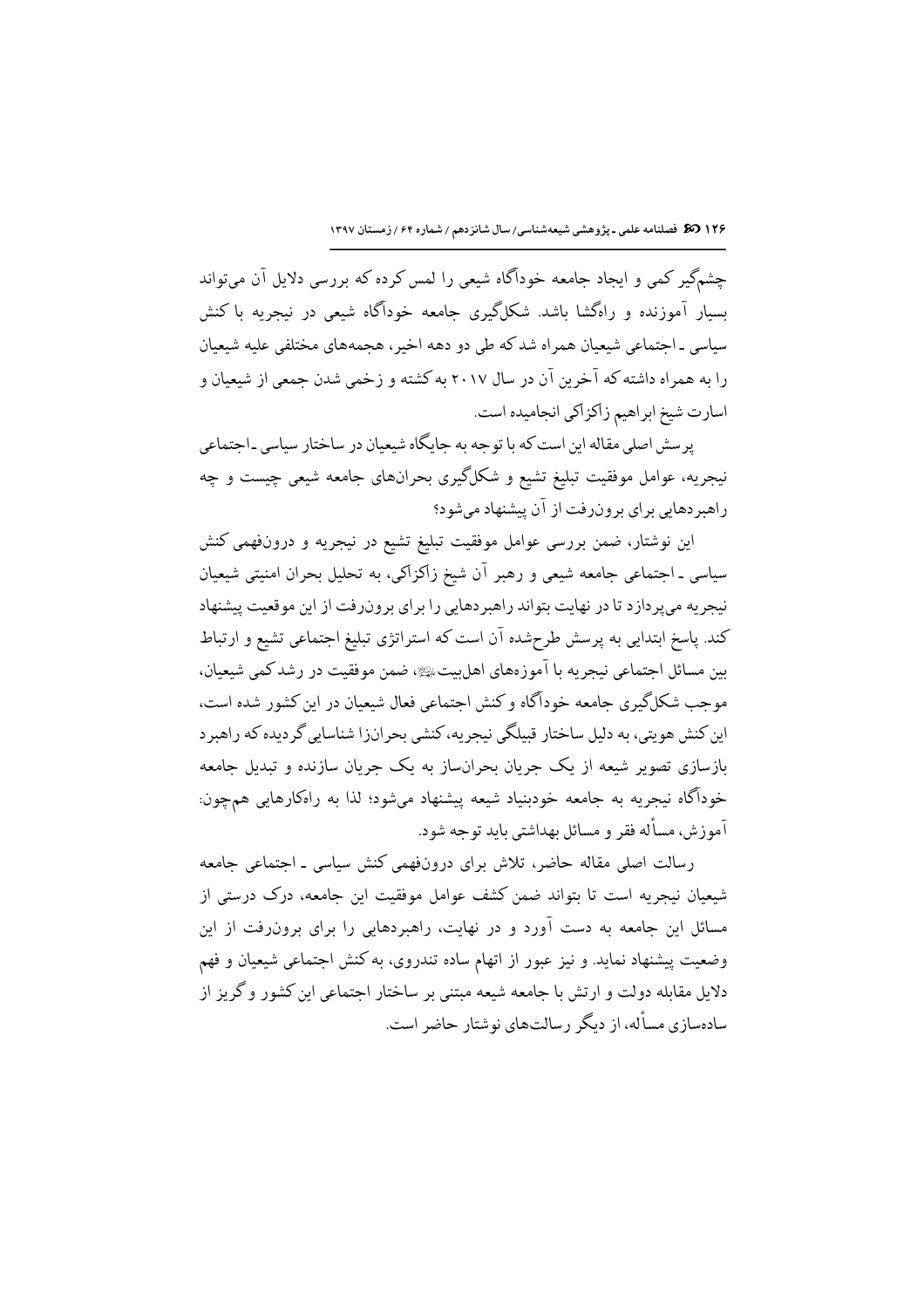چشم‌گیر کمی و ایجاد جامعه خودآگاه شیعی را لمس کرده که بررسی دلایل آن می‌تواند بسیار آموزنده و راه‌گشا باشد. شکل‌گیری جامعه خودآگاه شیعی در نیجریه با کنش سیاسی ـ اجتماعی شیعیان همراه شد که طی دو دهه اخیر، هجمه‌های مختلفی علیه شیعیان را به همراه داشته که آخرین آن در سال ۲۰۱۷ به کشته و زخمی شدن جمعی از شیعیان و اسارت شیخ ابراهیم زاکزاکی انجامیده است.

پرسش اصلی مقاله این است که با توجه به جایگاه شیعیان در ساختار سیاسی ـ اجتماعی نیجریه، عوامل موفقیت تبلیغ تشیع و شکل‌گیری بحران‌های جامعه شیعی چیست و چه راهبردهایی برای برون‌رفت از آن پیشنهاد می‌شود؟

این نوشتار، ضمن بررسی عوامل موفقیت تبلیغ تشیع در نیجریه و درون‌فهمی کنش سیاسی ـ اجتماعی جامعه شیعی و رهبر آن شیخ زاکزاکی، به تحلیل بحران امنیتی شیعیان نیجریه می‌پردازد تا در نهایت بتواند راهبردهایی را برای برون‌رفت از این موقعیت پیشنهاد کند. پاسخ ابتدایی به پرسش طرح‌شده آن است که استراتژی تبلیغ اجتماعی تشیع و ارتباط بین مسائل اجتماعی نیجریه با آموزه‌های اهل‌بیت﵄، ضمن موفقیت در رشد کمی شیعیان، موجب شکل‌گیری جامعه خودآگاه و کنش اجتماعی فعال شیعیان در این کشور شده است، این کنش هویتی، به دلیل ساختار قبیلگی نیجریه، کنشی بحران‌زا شناسایی گردیده که راهبرد بازسازی تصویر شیعه از یک جریان بحران‌ساز به یک جریان سازنده و تبدیل جامعه خودآگاه نیجریه به جامعه خودبنیاد شیعه پیشنهاد می‌شود؛ لذا به راه‌کارهایی هم‌چون: آموزش، مسأله فقر و مسائل بهداشتی باید توجه شود.

رسالت اصلی مقاله حاضر، تلاش برای درون‌فهمی کنش سیاسی ـ اجتماعی جامعه شیعیان نیجریه است تا بتواند ضمن کشف عوامل موفقیت این جامعه، درک درستی از مسائل این جامعه به دست آورد و در نهایت، راهبردهایی را برای برون‌رفت از این وضعیت پیشنهاد نماید. و نیز عبور از اتهام ساده تندروی، به کنش اجتماعی شیعیان و فهم دلایل مقابله دولت و ارتش با جامعه شیعه مبتنی بر ساختار اجتماعی این کشور و گریز از ساده‌سازی مسأله، از دیگر رسالت‌های نوشتار حاضر است.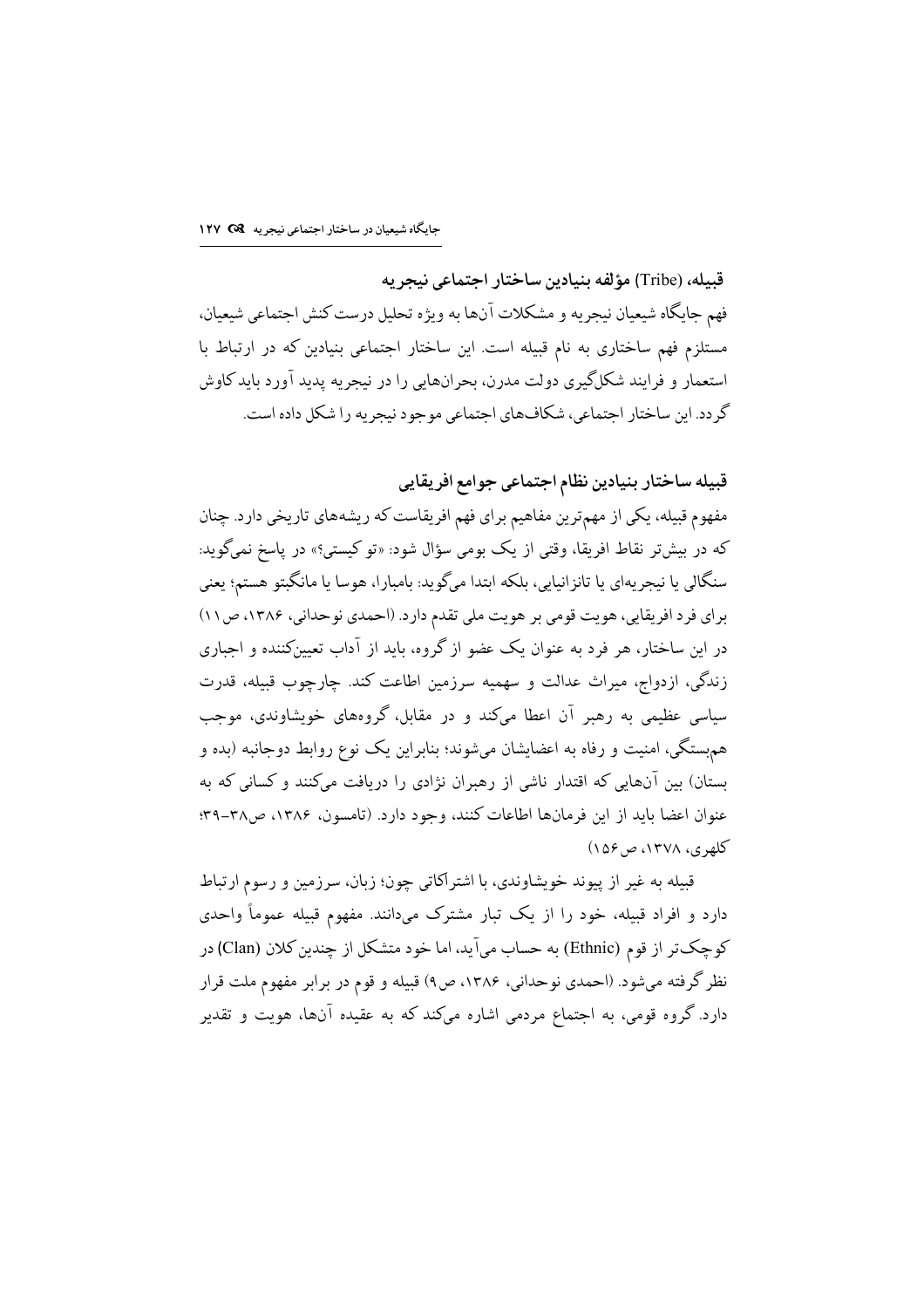### قبیله، (Tribe) مؤلفه بنیادین ساختار اجتماعی نیجریه

فهم جایگاه شیعیان نیجریه و مشکلات آن‌ها به ویژه تحلیل درست کنش اجتماعی شیعیان، مستلزم فهم ساختاری به نام قبیله است. این ساختار اجتماعی بنیادین که در ارتباط با استعمار و فرایند شکل‌گیری دولت مدرن، بحران‌هایی را در نیجریه پدید آورد باید کاوش گردد. این ساختار اجتماعی، شکاف‌های اجتماعی موجود نیجریه را شکل داده است.

### قبیله ساختار بنیادین نظام اجتماعی جوامع افریقایی

مفهوم قبیله، یکی از مهم‌ترین مفاهیم برای فهم افریقاست که ریشه‌های تاریخی دارد. چنان که در بیش‌تر نقاط افریقا، وقتی از یک بومی سؤال شود: «تو کیستی؟» در پاسخ نمی‌گوید: سنگالی یا نیجریه‌ای یا تانزانیایی، بلکه ابتدا می‌گوید: بامبارا، هوسا یا مانگبتو هستم؛ یعنی برای فرد افریقایی، هویت قومی بر هویت ملی تقدم دارد. (احمدی نوحدانی، ۱۳۸۶، ص۱۱) در این ساختار، هر فرد به عنوان یک عضو از گروه، باید از آداب تعیین‌کننده و اجباری زندگی، ازدواج، میراث عدالت و سهمیه سرزمین اطاعت کند. چارچوب قبیله، قدرت سیاسی عظیمی به رهبر آن اعطا می‌کند و در مقابل، گروه‌های خویشاوندی، موجب هم‌بستگی، امنیت و رفاه به اعضایشان می‌شوند؛ بنابراین یک نوع روابط دوجانبه (بده و بستان) بین آن‌هایی که اقتدار ناشی از رهبران نژادی را دریافت می‌کنند و کسانی که به عنوان اعضا باید از این فرمان‌ها اطاعات کنند، وجود دارد. (تامسون، ۱۳۸۶، ص۳۸-۳۹؛ کلهری، ۱۳۷۸، ص۱۵۶)

قبیله به غیر از پیوند خویشاوندی، با اشتراکاتی چون؛ زبان، سرزمین و رسوم ارتباط دارد و افراد قبیله، خود را از یک تبار مشترک می‌دانند. مفهوم قبیله عموماً واحدی کوچک‌تر از قوم (Ethnic) به حساب می‌آید، اما خود متشکل از چندین کلان (Clan) در نظر گرفته می‌شود. (احمدی نوحدانی، ۱۳۸۶، ص۹) قبیله و قوم در برابر مفهوم ملت قرار دارد. گروه قومی، به اجتماع مردمی اشاره می‌کند که به عقیده آن‌ها، هویت و تقدیر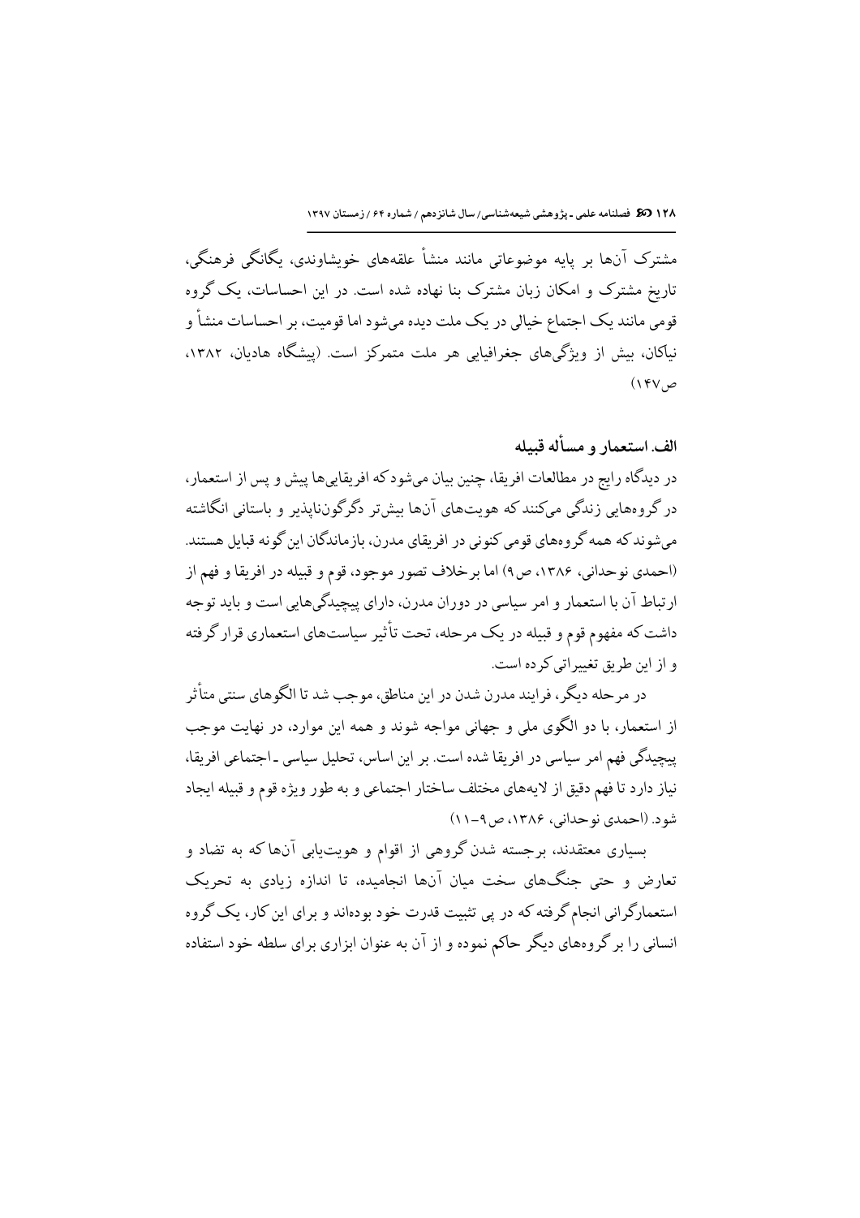مشترک آن‌ها بر پایه موضوعاتی مانند منشأ علقه‌های خویشاوندی، یگانگی فرهنگی، تاریخ مشترک و امکان زبان مشترک بنا نهاده شده است. در این احساسات، یک گروه قومی مانند یک اجتماع خیالی در یک ملت دیده می‌شود اما قومیت، بر احساسات منشأ و نیاکان، بیش از ویژگی‌های جغرافیایی هر ملت متمرکز است. (پیشگاه هادیان، ۱۳۸۲، ص۱۴۷)

## الف. استعمار و مسأله قبیله

در دیدگاه رایج در مطالعات افریقا، چنین بیان می‌شود که افریقایی‌ها پیش و پس از استعمار، در گروه‌هایی زندگی می‌کنند که هویت‌های آن‌ها بیش‌تر دگرگون‌ناپذیر و باستانی انگاشته می‌شوند که همه گروه‌های قومی کنونی در افریقای مدرن، بازماندگان این گونه قبایل هستند. (احمدی نوحدانی، ۱۳۸۶، ص۹) اما برخلاف تصور موجود، قوم و قبیله در افریقا و فهم از ارتباط آن با استعمار و امر سیاسی در دوران مدرن، دارای پیچیدگی‌هایی است و باید توجه داشت که مفهوم قوم و قبیله در یک مرحله، تحت تأثیر سیاست‌های استعماری قرار گرفته و از این طریق تغییراتی کرده است.

در مرحله دیگر، فرایند مدرن شدن در این مناطق، موجب شد تا الگوهای سنتی متأثر از استعمار، با دو الگوی ملی و جهانی مواجه شوند و همه این موارد، در نهایت موجب پیچیدگی فهم امر سیاسی در افریقا شده است. بر این اساس، تحلیل سیاسی ـ اجتماعی افریقا، نیاز دارد تا فهم دقیق از لایه‌های مختلف ساختار اجتماعی و به طور ویژه قوم و قبیله ایجاد شود. (احمدی نوحدانی، ۱۳۸۶، ص۹-۱۱)

بسیاری معتقدند، برجسته شدن گروهی از اقوام و هویت‌یابی آن‌ها که به تضاد و تعارض و حتی جنگ‌های سخت میان آن‌ها انجامیده، تا اندازه زیادی به تحریک استعمارگرانی انجام گرفته که در پی تثبیت قدرت خود بوده‌اند و برای این کار، یک گروه انسانی را بر گروه‌های دیگر حاکم نموده و از آن به عنوان ابزاری برای سلطه خود استفاده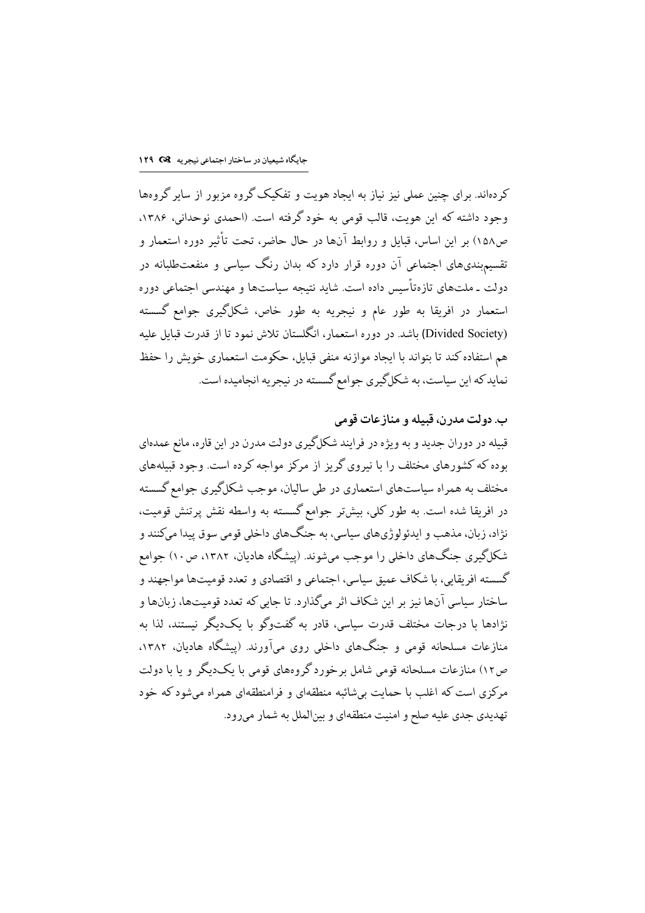کرده‌اند. برای چنین عملی نیز نیاز به ایجاد هویت و تفکیک گروه مزبور از سایر گروه‌ها وجود داشته که این هویت، قالب قومی به خود گرفته است. (احمدی نوحدانی، ۱۳۸۶، ص۱۵۸) بر این اساس، قبایل و روابط آن‌ها در حال حاضر، تحت تأثیر دوره استعمار و تقسیم‌بندی‌های اجتماعی آن دوره قرار دارد که بدان رنگ سیاسی و منفعت‌طلبانه در دولت ـ ملت‌های تازه‌تأسیس داده است. شاید نتیجه سیاست‌ها و مهندسی اجتماعی دوره استعمار در افریقا به طور عام و نیجریه به طور خاص، شکل‌گیری جوامع گسسته (Divided Society) باشد. در دوره استعمار، انگلستان تلاش نمود تا از قدرت قبایل علیه هم استفاده کند تا بتواند با ایجاد موازنه منفی قبایل، حکومت استعماری خویش را حفظ نماید که این سیاست، به شکل‌گیری جوامع گسسته در نیجریه انجامیده است.

### ب. دولت مدرن، قبیله و منازعات قومی

قبیله در دوران جدید و به ویژه در فرایند شکل‌گیری دولت مدرن در این قاره، مانع عمده‌ای بوده که کشورهای مختلف را با نیروی گریز از مرکز مواجه کرده است. وجود قبیله‌های مختلف به همراه سیاست‌های استعماری در طی سالیان، موجب شکل‌گیری جوامع گسسته در افریقا شده است. به طور کلی، بیش‌تر جوامع گسسته به واسطه نقش پرتنش قومیت، نژاد، زبان، مذهب و ایدئولوژی‌های سیاسی، به جنگ‌های داخلی قومی سوق پیدا می‌کنند و شکل‌گیری جنگ‌های داخلی را موجب می‌شوند. (پیشگاه هادیان، ۱۳۸۲، ص۱۰) جوامع گسسته افریقایی، با شکاف عمیق سیاسی، اجتماعی و اقتصادی و تعدد قومیت‌ها مواجهند و ساختار سیاسی آن‌ها نیز بر این شکاف اثر می‌گذارد. تا جایی که تعدد قومیت‌ها، زبان‌ها و نژادها با درجات مختلف قدرت سیاسی، قادر به گفت‌وگو با یک‌دیگر نیستند، لذا به منازعات مسلحانه قومی و جنگ‌های داخلی روی می‌آورند. (پیشگاه هادیان، ۱۳۸۲، ص۱۲) منازعات مسلحانه قومی شامل برخورد گروه‌های قومی با یک‌دیگر و یا با دولت مرکزی است که اغلب با حمایت بی‌شائبه منطقه‌ای و فرامنطقه‌ای همراه می‌شود که خود تهدیدی جدی علیه صلح و امنیت منطقه‌ای و بین‌الملل به شمار می‌رود.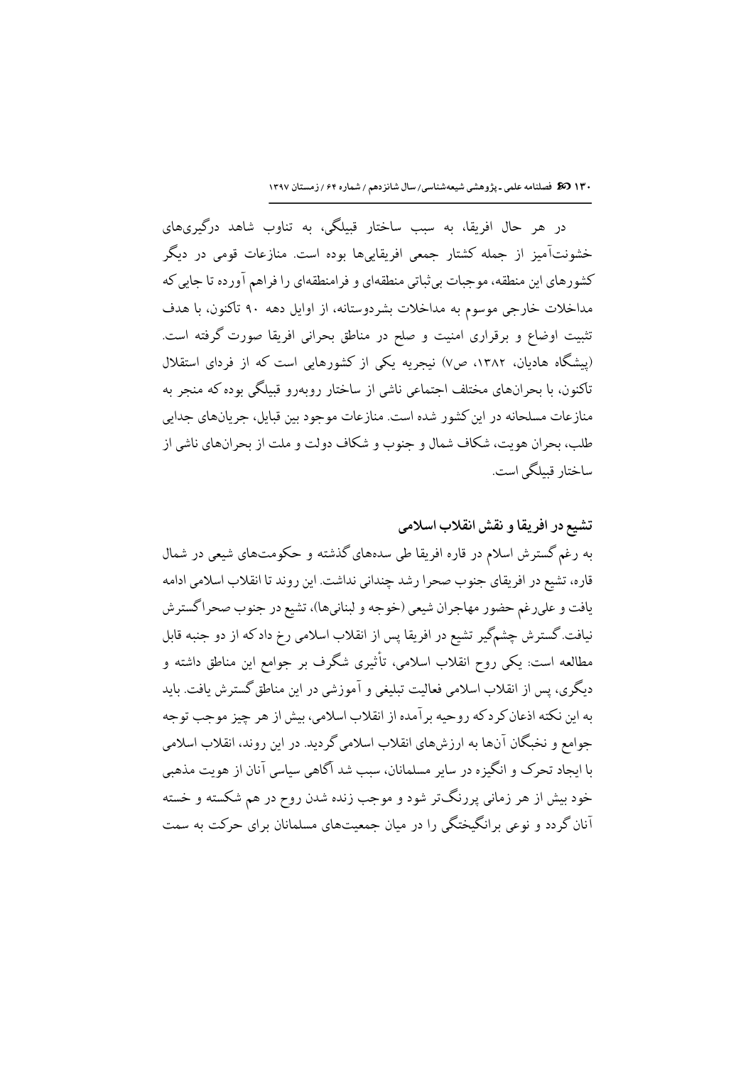در هر حال افریقا، به سبب ساختار قبیلگی، به تناوب شاهد درگیری‌های خشونت‌آمیز از جمله کشتار جمعی افریقایی‌ها بوده است. منازعات قومی در دیگر کشورهای این منطقه، موجبات بی‌ثباتی منطقه‌ای و فرامنطقه‌ای را فراهم آورده تا جایی که مداخلات خارجی موسوم به مداخلات بشردوستانه، از اوایل دهه ۹۰ تاکنون، با هدف تثبیت اوضاع و برقراری امنیت و صلح در مناطق بحرانی افریقا صورت گرفته است. (پیشگاه هادیان، ۱۳۸۲، ص۷) نیجریه یکی از کشورهایی است که از فردای استقلال تاکنون، با بحران‌های مختلف اجتماعی ناشی از ساختار روبه‌رو قبیلگی بوده که منجر به منازعات مسلحانه در این کشور شده است. منازعات موجود بین قبایل، جریان‌های جدایی طلب، بحران هویت، شکاف شمال و جنوب و شکاف دولت و ملت از بحران‌های ناشی از ساختار قبیلگی است.

## تشیع در افریقا و نقش انقلاب اسلامی

به رغم گسترش اسلام در قاره افریقا طی سده‌های گذشته و حکومت‌های شیعی در شمال قاره، تشیع در افریقای جنوب صحرا رشد چندانی نداشت. این روند تا انقلاب اسلامی ادامه یافت و علی‌رغم حضور مهاجران شیعی (خوجه و لبنانی‌ها)، تشیع در جنوب صحرا گسترش نیافت. گسترش چشم‌گیر تشیع در افریقا پس از انقلاب اسلامی رخ داد که از دو جنبه قابل مطالعه است: یکی روح انقلاب اسلامی، تأثیری شگرف بر جوامع این مناطق داشته و دیگری، پس از انقلاب اسلامی فعالیت تبلیغی و آموزشی در این مناطق گسترش یافت. باید به این نکته اذعان کرد که روحیه برآمده از انقلاب اسلامی، بیش از هر چیز موجب توجه جوامع و نخبگان آن‌ها به ارزش‌های انقلاب اسلامی گردید. در این روند، انقلاب اسلامی با ایجاد تحرک و انگیزه در سایر مسلمانان، سبب شد آگاهی سیاسی آنان از هویت مذهبی خود بیش از هر زمانی پررنگ‌تر شود و موجب زنده شدن روح در هم شکسته و خسته آنان گردد و نوعی برانگیختگی را در میان جمعیت‌های مسلمانان برای حرکت به سمت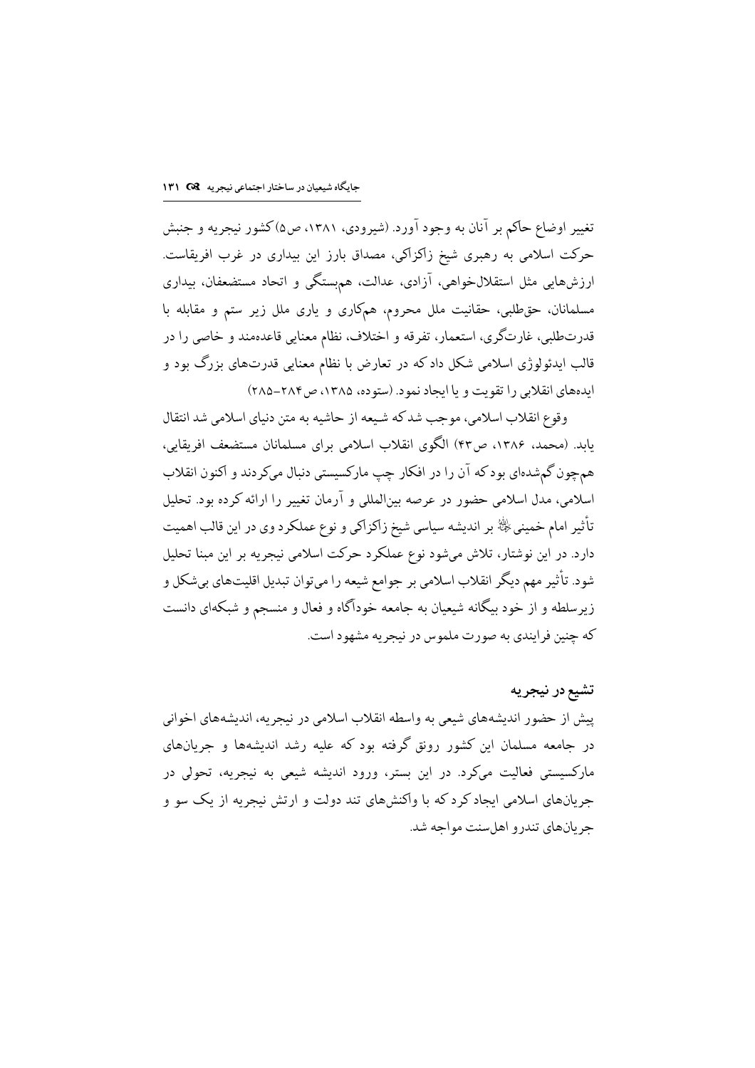تغییر اوضاع حاکم بر آنان به وجود آورد. (شیرودی، ۱۳۸۱، ص۵) کشور نیجریه و جنبش حرکت اسلامی به رهبری شیخ زاکزاکی، مصداق بارز این بیداری در غرب افریقاست. ارزش‌هایی مثل استقلال‌خواهی، آزادی، عدالت، هم‌بستگی و اتحاد مستضعفان، بیداری مسلمانان، حق‌طلبی، حقانیت ملل محروم، همکاری و یاری ملل زیر ستم و مقابله با قدرت‌طلبی، غارت‌گری، استعمار، تفرقه و اختلاف، نظام معنایی قاعده‌مند و خاصی را در قالب ایدئولوژی اسلامی شکل داد که در تعارض با نظام معنایی قدرت‌های بزرگ بود و ایده‌های انقلابی را تقویت و یا ایجاد نمود. (ستوده، ۱۳۸۵، ص۲۸۴-۲۸۵)

وقوع انقلاب اسلامی، موجب شد که شیعه از حاشیه به متن دنیای اسلامی شد انتقال یابد. (محمد، ۱۳۸۶، ص۴۳) الگوی انقلاب اسلامی برای مسلمانان مستضعف افریقایی، هم‌چون گم‌شده‌ای بود که آن را در افکار چپ مارکسیستی دنبال می‌کردند و اکنون انقلاب اسلامی، مدل اسلامی حضور در عرصه بین‌المللی و آرمان تغییر را ارائه کرده بود. تحلیل تأثیر امام خمینی‌ؒ بر اندیشه سیاسی شیخ زاکزاکی و نوع عملکرد وی در این قالب اهمیت دارد. در این نوشتار، تلاش می‌شود نوع عملکرد حرکت اسلامی نیجریه بر این مبنا تحلیل شود. تأثیر مهم دیگر انقلاب اسلامی بر جوامع شیعه را می‌توان تبدیل اقلیت‌های بی‌شکل و زیرسلطه و از خود بیگانه شیعیان به جامعه خودآگاه و فعال و منسجم و شبکه‌ای دانست که چنین فرایندی به صورت ملموس در نیجریه مشهود است.

## تشیع در نیجریه

پیش از حضور اندیشه‌های شیعی به واسطه انقلاب اسلامی در نیجریه، اندیشه‌های اخوانی در جامعه مسلمان این کشور رونق گرفته بود که علیه رشد اندیشه‌ها و جریان‌های مارکسیستی فعالیت می‌کرد. در این بستر، ورود اندیشه شیعی به نیجریه، تحولی در جریان‌های اسلامی ایجاد کرد که با واکنش‌های تند دولت و ارتش نیجریه از یک سو و جریان‌های تندرو اهل‌سنت مواجه شد.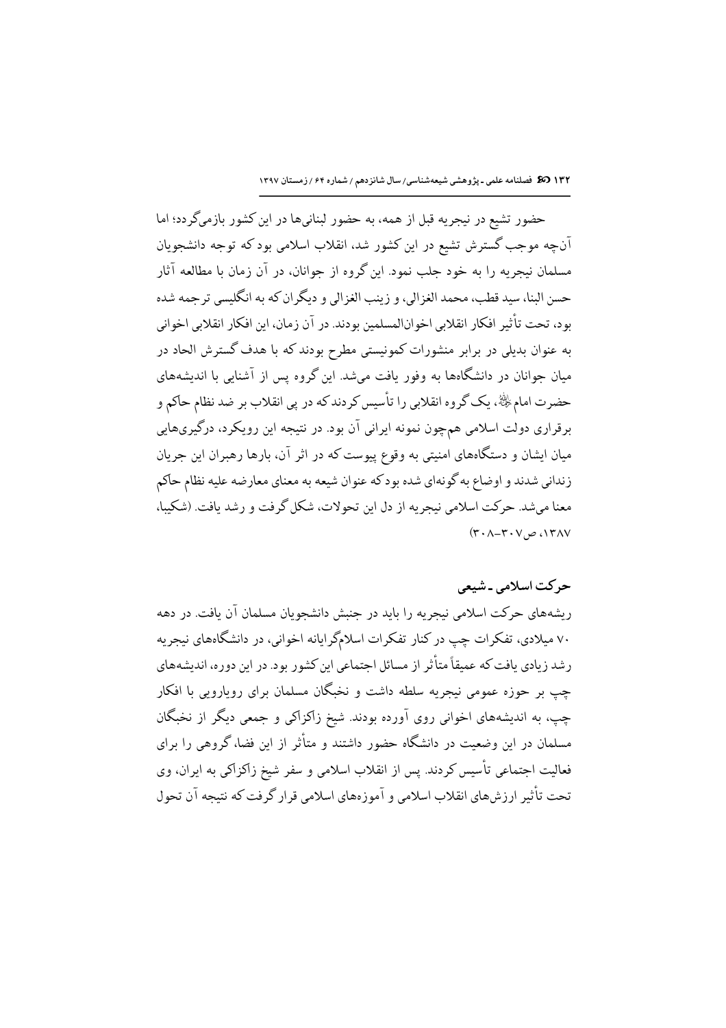حضور تشیع در نیجریه قبل از همه، به حضور لبنانی‌ها در این کشور بازمی‌گردد؛ اما آن‌چه موجب گسترش تشیع در این کشور شد، انقلاب اسلامی بود که توجه دانشجویان مسلمان نیجریه را به خود جلب نمود. این گروه از جوانان، در آن زمان با مطالعه آثار حسن البنا، سید قطب، محمد الغزالی، و زینب الغزالی و دیگران که به انگلیسی ترجمه شده بود، تحت تأثیر افکار انقلابی اخوان‌المسلمین بودند. در آن زمان، این افکار انقلابی اخوانی به عنوان بدیلی در برابر منشورات کمونیستی مطرح بودند که با هدف گسترش الحاد در میان جوانان در دانشگاه‌ها به وفور یافت می‌شد. این گروه پس از آشنایی با اندیشه‌های حضرت امام ﷺ، یک گروه انقلابی را تأسیس کردند که در پی انقلاب بر ضد نظام حاکم و برقراری دولت اسلامی هم‌چون نمونه ایرانی آن بود. در نتیجه این رویکرد، درگیری‌هایی میان ایشان و دستگاه‌های امنیتی به وقوع پیوست که در اثر آن، بارها رهبران این جریان زندانی شدند و اوضاع به گونه‌ای شده بود که عنوان شیعه به معنای معارضه علیه نظام حاکم معنا می‌شد. حرکت اسلامی نیجریه از دل این تحولات، شکل گرفت و رشد یافت. (شکیبا، ۱۳۸۷، ص۳۰۷-۳۰۸)

## حرکت اسلامی ـ شیعی

ریشه‌های حرکت اسلامی نیجریه را باید در جنبش دانشجویان مسلمان آن یافت. در دهه ۷۰ میلادی، تفکرات چپ در کنار تفکرات اسلام‌گرایانه اخوانی، در دانشگاه‌های نیجریه رشد زیادی یافت که عمیقاً متأثر از مسائل اجتماعی این کشور بود. در این دوره، اندیشه‌های چپ بر حوزه عمومی نیجریه سلطه داشت و نخبگان مسلمان برای رویارویی با افکار چپ، به اندیشه‌های اخوانی روی آورده بودند. شیخ زاکزاکی و جمعی دیگر از نخبگان مسلمان در این وضعیت در دانشگاه حضور داشتند و متأثر از این فضا، گروهی را برای فعالیت اجتماعی تأسیس کردند. پس از انقلاب اسلامی و سفر شیخ زاکزاکی به ایران، وی تحت تأثیر ارزش‌های انقلاب اسلامی و آموزه‌های اسلامی قرار گرفت که نتیجه آن تحول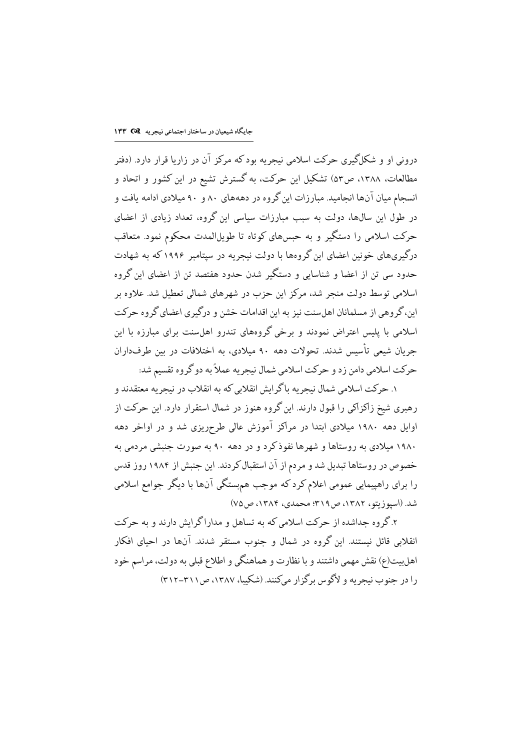درونی او و شکل‌گیری حرکت اسلامی نیجریه بود که مرکز آن در زاریا قرار دارد. (دفتر مطالعات، ۱۳۸۸، ص۵۳) تشکیل این حرکت، به گسترش تشیع در این کشور و اتحاد و انسجام میان آن‌ها انجامید. مبارزات این گروه در دهه‌های ۸۰ و ۹۰ میلادی ادامه یافت و در طول این سال‌ها، دولت به سبب مبارزات سیاسی این گروه، تعداد زیادی از اعضای حرکت اسلامی را دستگیر و به حبس‌های کوتاه تا طویل‌المدت محکوم نمود. متعاقب درگیری‌های خونین اعضای این گروه‌ها با دولت نیجریه در سپتامبر ۱۹۹۶ که به شهادت حدود سی تن از اعضا و شناسایی و دستگیر شدن حدود هفتصد تن از اعضای این گروه اسلامی توسط دولت منجر شد، مرکز این حزب در شهرهای شمالی تعطیل شد. علاوه بر این، گروهی از مسلمانان اهل‌سنت نیز به این اقدامات خشن و درگیری اعضای گروه حرکت اسلامی با پلیس اعتراض نمودند و برخی گروه‌های تندرو اهل‌سنت برای مبارزه با این جریان شیعی تأسیس شدند. تحولات دهه ۹۰ میلادی، به اختلافات در بین طرف‌داران حرکت اسلامی دامن زد و حرکت اسلامی شمال نیجریه عملاً به دو گروه تقسیم شد:

۱. حرکت اسلامی شمال نیجریه با گرایش انقلابی که به انقلاب در نیجریه معتقدند و رهبری شیخ زاکزاکی را قبول دارند. این گروه هنوز در شمال استقرار دارد. این حرکت از اوایل دهه ۱۹۸۰ میلادی ابتدا در مراکز آموزش عالی طرح‌ریزی شد و در اواخر دهه ۱۹۸۰ میلادی به روستاها و شهرها نفوذ کرد و در دهه ۹۰ به صورت جنبشی مردمی به خصوص در روستاها تبدیل شد و مردم از آن استقبال کردند. این جنبش از ۱۹۸۴ روز قدس را برای راهپیمایی عمومی اعلام کرد که موجب هم‌بستگی آن‌ها با دیگر جوامع اسلامی شد. (اسپوزیتو، ۱۳۸۲، ص۳۱۹؛ محمدی، ۱۳۸۴، ص۷۵)

۲. گروه جداشده از حرکت اسلامی که به تساهل و مدارا گرایش دارند و به حرکت انقلابی قائل نیستند. این گروه در شمال و جنوب مستقر شدند. آن‌ها در احیای افکار اهل‌بیت(ع) نقش مهمی داشتند و با نظارت و هماهنگی و اطلاع قبلی به دولت، مراسم خود را در جنوب نیجریه و لاگوس برگزار می‌کنند. (شکیبا، ۱۳۸۷، ص۳۱۱-۳۱۲)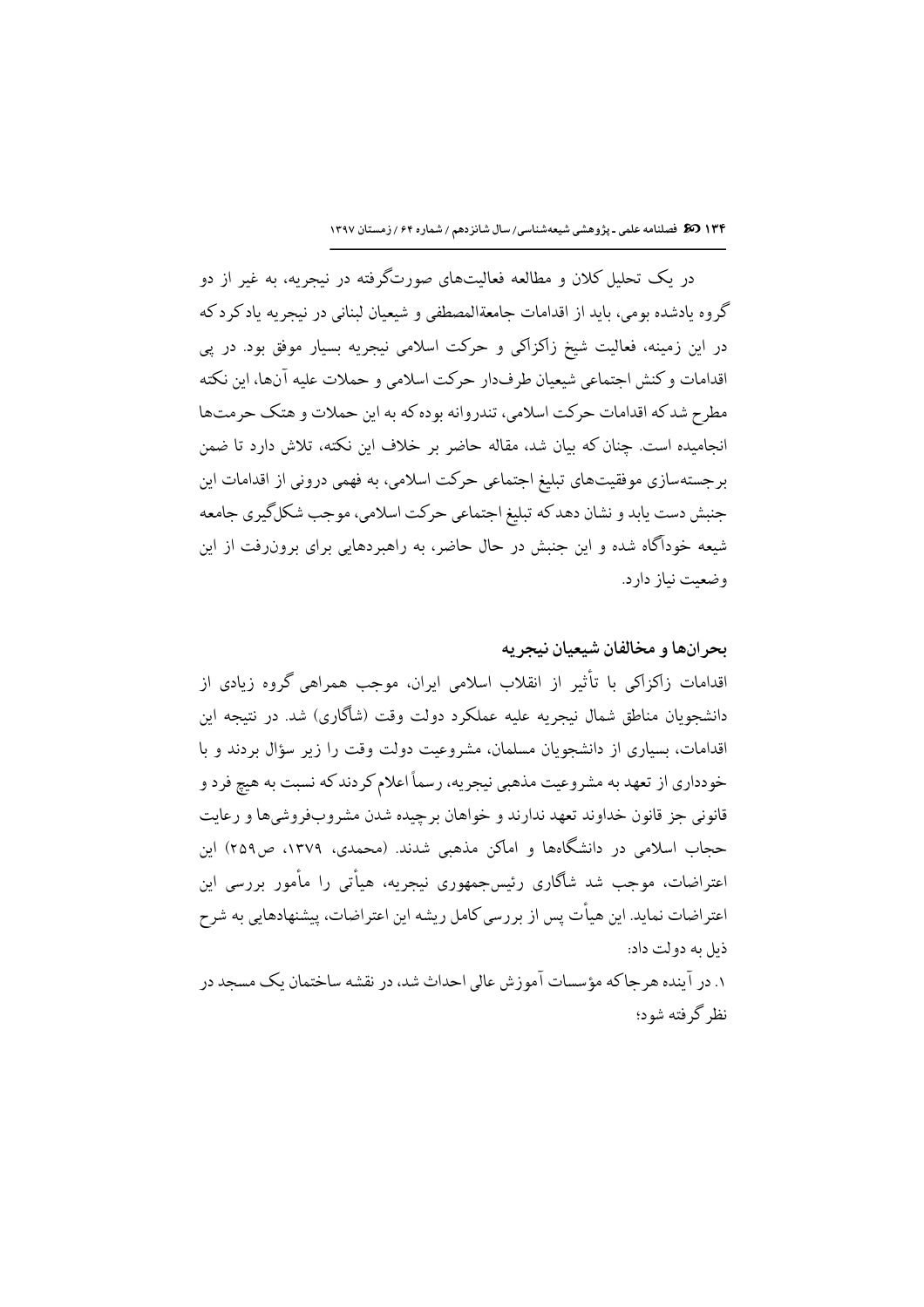در یک تحلیل کلان و مطالعه فعالیت‌های صورت‌گرفته در نیجریه، به غیر از دو گروه یادشده بومی، باید از اقدامات جامعةالمصطفی و شیعیان لبنانی در نیجریه یادکرد که در این زمینه، فعالیت شیخ زاکزاکی و حرکت اسلامی نیجریه بسیار موفق بود. در پی اقدامات و کنش اجتماعی شیعیان طرف‌دار حرکت اسلامی و حملات علیه آن‌ها، این نکته مطرح شد که اقدامات حرکت اسلامی، تندروانه بوده که به این حملات و هتک حرمت‌ها انجامیده است. چنان که بیان شد، مقاله حاضر بر خلاف این نکته، تلاش دارد تا ضمن برجسته‌سازی موفقیت‌های تبلیغ اجتماعی حرکت اسلامی، به فهمی درونی از اقدامات این جنبش دست یابد و نشان دهد که تبلیغ اجتماعی حرکت اسلامی، موجب شکل‌گیری جامعه شیعه خودآگاه شده و این جنبش در حال حاضر، به راهبردهایی برای برون‌رفت از این وضعیت نیاز دارد.

## بحران‌ها و مخالفان شیعیان نیجریه

اقدامات زاکزاکی با تأثیر از انقلاب اسلامی ایران، موجب همراهی گروه زیادی از دانشجویان مناطق شمال نیجریه علیه عملکرد دولت وقت (شاگاری) شد. در نتیجه این اقدامات، بسیاری از دانشجویان مسلمان، مشروعیت دولت وقت را زیر سؤال بردند و با خودداری از تعهد به مشروعیت مذهبی نیجریه، رسماً اعلام کردند که نسبت به هیچ فرد و قانونی جز قانون خداوند تعهد ندارند و خواهان برچیده شدن مشروب‌فروشی‌ها و رعایت حجاب اسلامی در دانشگاه‌ها و اماکن مذهبی شدند. (محمدی، ۱۳۷۹، ص۲۵۹) این اعتراضات، موجب شد شاگاری رئیس‌جمهوری نیجریه، هیأتی را مأمور بررسی این اعتراضات نماید. این هیأت پس از بررسی کامل ریشه این اعتراضات، پیشنهادهایی به شرح ذیل به دولت داد:

۱. در آینده هرجاکه مؤسسات آموزش عالی احداث شد، در نقشه ساختمان یک مسجد در نظر گرفته شود؛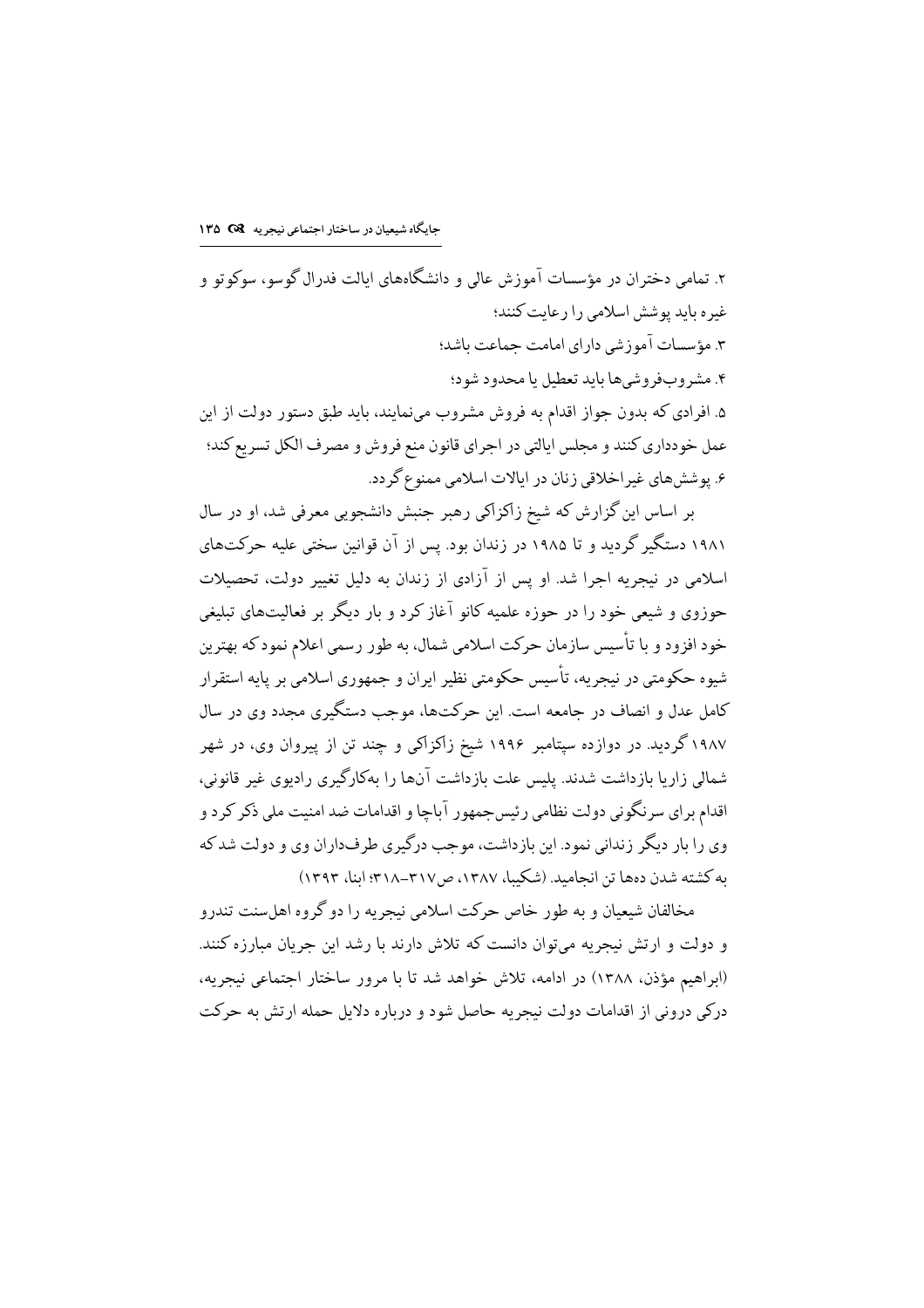۲. تمامی دختران در مؤسسات آموزش عالی و دانشگاه‌های ایالت فدرال گوسو، سوکوتو و غیره باید پوشش اسلامی را رعایت کنند؛

۳. مؤسسات آموزشی دارای امامت جماعت باشد؛

۴. مشروب‌فروشی‌ها باید تعطیل یا محدود شود؛

۵. افرادی که بدون جواز اقدام به فروش مشروب می‌نمایند، باید طبق دستور دولت از این عمل خودداری کنند و مجلس ایالتی در اجرای قانون منع فروش و مصرف الکل تسریع کند؛

۶. پوشش‌های غیراخلاقی زنان در ایالات اسلامی ممنوع گردد.

بر اساس این گزارش که شیخ زاکزاکی رهبر جنبش دانشجویی معرفی شد، او در سال ۱۹۸۱ دستگیر گردید و تا ۱۹۸۵ در زندان بود. پس از آن قوانین سختی علیه حرکت‌های اسلامی در نیجریه اجرا شد. او پس از آزادی از زندان به دلیل تغییر دولت، تحصیلات حوزوی و شیعی خود را در حوزه علمیه کانو آغاز کرد و بار دیگر بر فعالیت‌های تبلیغی خود افزود و با تأسیس سازمان حرکت اسلامی شمال، به طور رسمی اعلام نمود که بهترین شیوه حکومتی در نیجریه، تأسیس حکومتی نظیر ایران و جمهوری اسلامی بر پایه استقرار کامل عدل و انصاف در جامعه است. این حرکت‌ها، موجب دستگیری مجدد وی در سال ۱۹۸۷ گردید. در دوازده سپتامبر ۱۹۹۶ شیخ زاکزاکی و چند تن از پیروان وی، در شهر شمالی زاریا بازداشت شدند. پلیس علت بازداشت آن‌ها را به‌کارگیری رادیوی غیر قانونی، اقدام برای سرنگونی دولت نظامی رئیس‌جمهور آباچا و اقدامات ضد امنیت ملی ذکر کرد و وی را بار دیگر زندانی نمود. این بازداشت، موجب درگیری طرف‌داران وی و دولت شد که به کشته شدن ده‌ها تن انجامید. (شکیبا، ۱۳۸۷، ص۳۱۷-۳۱۸؛ ابنا، ۱۳۹۳)

مخالفان شیعیان و به طور خاص حرکت اسلامی نیجریه را دو گروه اهل‌سنت تندرو و دولت و ارتش نیجریه می‌توان دانست که تلاش دارند با رشد این جریان مبارزه کنند. (ابراهیم مؤذن، ۱۳۸۸) در ادامه، تلاش خواهد شد تا با مرور ساختار اجتماعی نیجریه، درکی درونی از اقدامات دولت نیجریه حاصل شود و درباره دلایل حمله ارتش به حرکت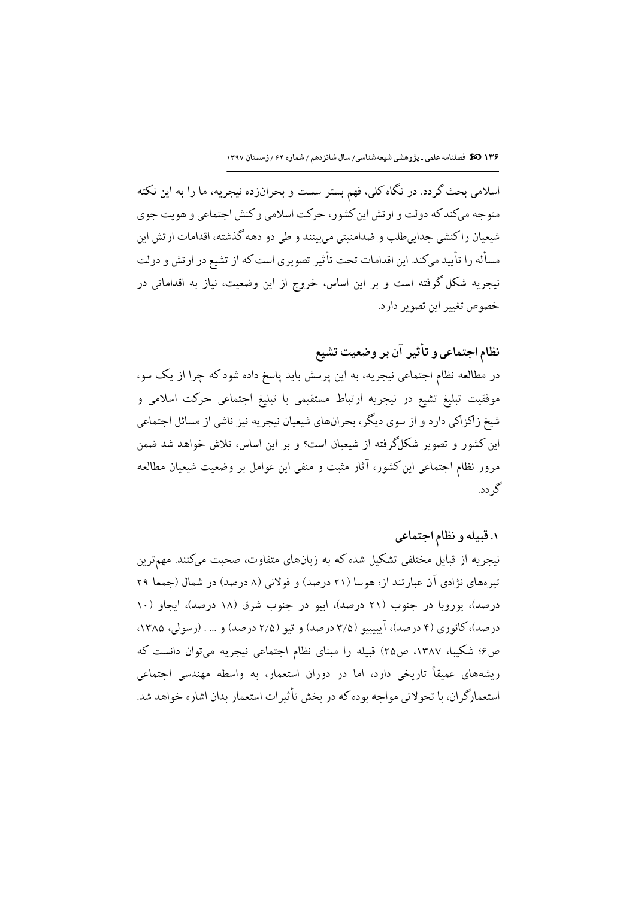اسلامی بحث گردد. در نگاه کلی، فهم بستر سست و بحرانزده نیجریه، ما را به این نکته متوجه می‌کند که دولت و ارتش این کشور، حرکت اسلامی و کنش اجتماعی و هویت جوی شیعیان را کنشی جدایی‌طلب و ضدامنیتی می‌بینند و طی دو دهه گذشته، اقدامات ارتش این مسأله را تأیید می‌کند. این اقدامات تحت تأثیر تصویری است که از تشیع در ارتش و دولت نیجریه شکل گرفته است و بر این اساس، خروج از این وضعیت، نیاز به اقداماتی در خصوص تغییر این تصویر دارد.

## نظام اجتماعی و تأثیر آن بر وضعیت تشیع

در مطالعه نظام اجتماعی نیجریه، به این پرسش باید پاسخ داده شود که چرا از یک سو، موفقیت تبلیغ تشیع در نیجریه ارتباط مستقیمی با تبلیغ اجتماعی حرکت اسلامی و شیخ زاکزاکی دارد و از سوی دیگر، بحران‌های شیعیان نیجریه نیز ناشی از مسائل اجتماعی این کشور و تصویر شکل‌گرفته از شیعیان است؟ و بر این اساس، تلاش خواهد شد ضمن مرور نظام اجتماعی این کشور، آثار مثبت و منفی این عوامل بر وضعیت شیعیان مطالعه گردد.

### ۱. قبیله و نظام اجتماعی

نیجریه از قبایل مختلفی تشکیل شده که به زبان‌های متفاوت، صحبت می‌کنند. مهم‌ترین تیره‌های نژادی آن عبارتند از: هوسا (۲۱ درصد) و فولانی (۸ درصد) در شمال (جمعا ۲۹ درصد)، یوروبا در جنوب (۲۱ درصد)، ایبو در جنوب شرق (۱۸ درصد)، ایجاو (۱۰ درصد)، کانوری (۴ درصد)، آیبیبیو (۳/۵ درصد) و تیو (۲/۵ درصد) و ... . (رسولی، ۱۳۸۵، ص۶؛ شکیبا، ۱۳۸۷، ص۲۵) قبیله را مبنای نظام اجتماعی نیجریه می‌توان دانست که ریشه‌های عمیقاً تاریخی دارد، اما در دوران استعمار، به واسطه مهندسی اجتماعی استعمارگران، با تحولاتی مواجه بوده که در بخش تأثیرات استعمار بدان اشاره خواهد شد.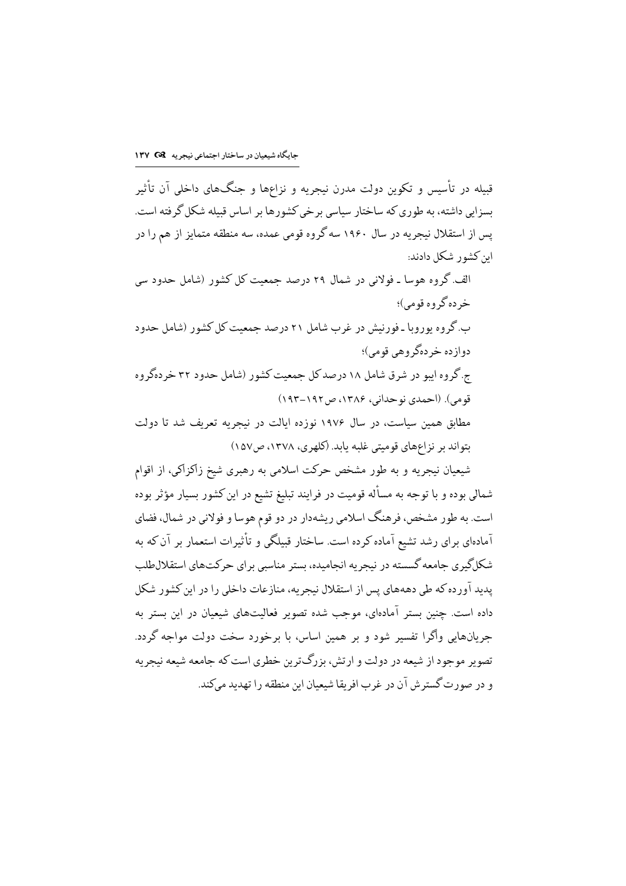قبیله در تأسیس و تکوین دولت مدرن نیجریه و نزاع‌ها و جنگ‌های داخلی آن تأثیر بسزایی داشته، به طوری که ساختار سیاسی برخی کشورها بر اساس قبیله شکل گرفته است. پس از استقلال نیجریه در سال ۱۹۶۰ سه گروه قومی عمده، سه منطقه متمایز از هم را در این کشور شکل دادند:

الف. گروه هوسا ـ فولانی در شمال ۲۹ درصد جمعیت کل کشور (شامل حدود سی خرده گروه قومی)؛

ب. گروه یوروبا ـ فورنیش در غرب شامل ۲۱ درصد جمعیت کل کشور (شامل حدود دوازده خرده‌گروهی قومی)؛

ج. گروه ایبو در شرق شامل ۱۸ درصد کل جمعیت کشور (شامل حدود ۳۲ خرده‌گروه قومی). (احمدی نوحدانی، ۱۳۸۶، ص۱۹۲–۱۹۳)

مطابق همین سیاست، در سال ۱۹۷۶ نوزده ایالت در نیجریه تعریف شد تا دولت بتواند بر نزاع‌های قومیتی غلبه یابد. (کلهری، ۱۳۷۸، ص۱۵۷)

شیعیان نیجریه و به طور مشخص حرکت اسلامی به رهبری شیخ زاکزاکی، از اقوام شمالی بوده و با توجه به مسأله قومیت در فرایند تبلیغ تشیع در این کشور بسیار مؤثر بوده است. به طور مشخص، فرهنگ اسلامی ریشه‌دار در دو قوم هوسا و فولانی در شمال، فضای آماده‌ای برای رشد تشیع آماده کرده است. ساختار قبیلگی و تأثیرات استعمار بر آن که به شکل‌گیری جامعه گسسته در نیجریه انجامیده، بستر مناسبی برای حرکت‌های استقلال‌طلب پدید آورده که طی دهه‌های پس از استقلال نیجریه، منازعات داخلی را در این کشور شکل داده است. چنین بستر آماده‌ای، موجب شده تصویر فعالیت‌های شیعیان در این بستر به جریان‌هایی واگرا تفسیر شود و بر همین اساس، با برخورد سخت دولت مواجه گردد. تصویر موجود از شیعه در دولت و ارتش، بزرگ‌ترین خطری است که جامعه شیعه نیجریه و در صورت گسترش آن در غرب افریقا شیعیان این منطقه را تهدید می‌کند.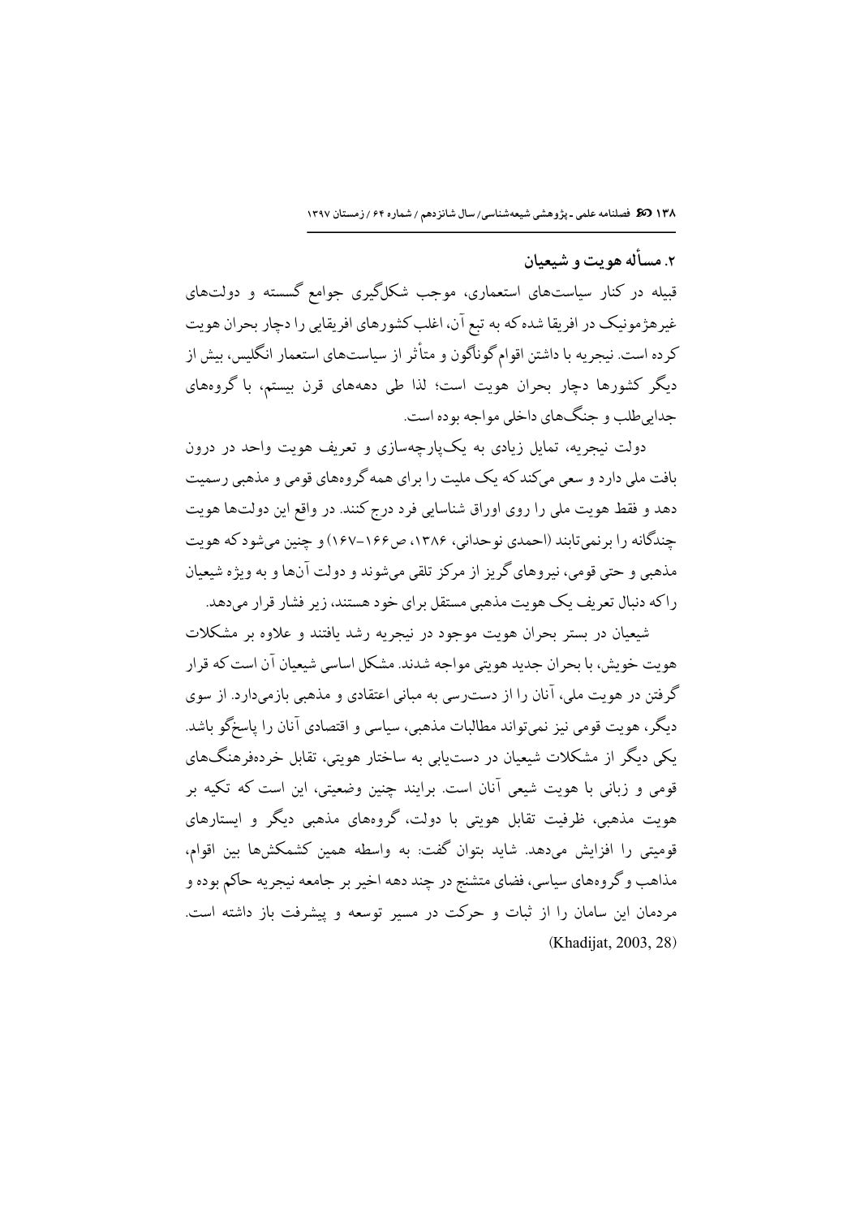## ۲. مسأله هویت و شیعیان

قبیله در کنار سیاست‌های استعماری، موجب شکل‌گیری جوامع گسسته و دولت‌های غیرهژمونیک در افریقا شده که به تبع آن، اغلب کشورهای افریقایی را دچار بحران هویت کرده است. نیجریه با داشتن اقوام گوناگون و متأثر از سیاست‌های استعمار انگلیس، بیش از دیگر کشورها دچار بحران هویت است؛ لذا طی دهه‌های قرن بیستم، با گروه‌های جدایی‌طلب و جنگ‌های داخلی مواجه بوده است.

دولت نیجریه، تمایل زیادی به یک‌پارچه‌سازی و تعریف هویت واحد در درون بافت ملی دارد و سعی می‌کند که یک ملیت را برای همه گروه‌های قومی و مذهبی رسمیت دهد و فقط هویت ملی را روی اوراق شناسایی فرد درج کنند. در واقع این دولت‌ها هویت چندگانه را برنمی‌تابند (احمدی نوحدانی، ۱۳۸۶، ص۱۶۶-۱۶۷) و چنین می‌شود که هویت مذهبی و حتی قومی، نیروهای گریز از مرکز تلقی می‌شوند و دولت آن‌ها و به ویژه شیعیان را که دنبال تعریف یک هویت مذهبی مستقل برای خود هستند، زیر فشار قرار می‌دهد.

شیعیان در بستر بحران هویت موجود در نیجریه رشد یافتند و علاوه بر مشکلات هویت خویش، با بحران جدید هویتی مواجه شدند. مشکل اساسی شیعیان آن است که قرار گرفتن در هویت ملی، آنان را از دسترسی به مبانی اعتقادی و مذهبی بازمی‌دارد. از سوی دیگر، هویت قومی نیز نمی‌تواند مطالبات مذهبی، سیاسی و اقتصادی آنان را پاسخ‌گو باشد. یکی دیگر از مشکلات شیعیان در دست‌یابی به ساختار هویتی، تقابل خرده‌فرهنگ‌های قومی و زبانی با هویت شیعی آنان است. برایند چنین وضعیتی، این است که تکیه بر هویت مذهبی، ظرفیت تقابل هویتی با دولت، گروه‌های مذهبی دیگر و ایستارهای قومیتی را افزایش می‌دهد. شاید بتوان گفت: به واسطه همین کشمکش‌ها بین اقوام، مذاهب و گروه‌های سیاسی، فضای متشنج در چند دهه اخیر بر جامعه نیجریه حاکم بوده و مردمان این سامان را از ثبات و حرکت در مسیر توسعه و پیشرفت باز داشته است. (Khadijat, 2003, 28)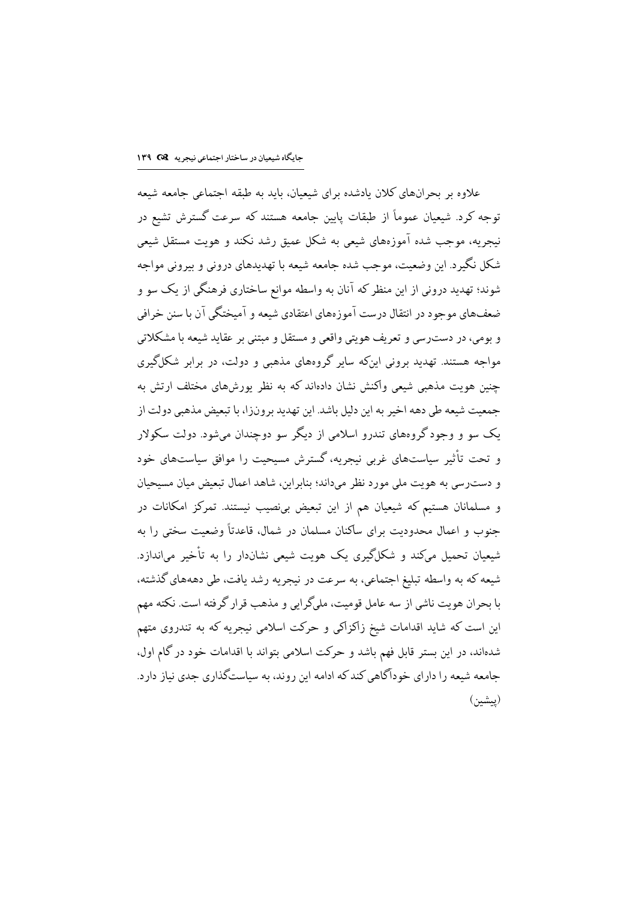علاوه بر بحران‌های کلان یادشده برای شیعیان، باید به طبقه اجتماعی جامعه شیعه توجه کرد. شیعیان عموماً از طبقات پایین جامعه هستند که سرعت گسترش تشیع در نیجریه، موجب شده آموزه‌های شیعی به شکل عمیق رشد نکند و هویت مستقل شیعی شکل نگیرد. این وضعیت، موجب شده جامعه شیعه با تهدیدهای درونی و بیرونی مواجه شوند؛ تهدید درونی از این منظر که آنان به واسطه موانع ساختاری فرهنگی از یک سو و ضعف‌های موجود در انتقال درست آموزه‌های اعتقادی شیعه و آمیختگی آن با سنن خرافی و بومی، در دست‌رسی و تعریف هویتی واقعی و مستقل و مبتنی بر عقاید شیعه با مشکلاتی مواجه هستند. تهدید برونی این‌که سایر گروه‌های مذهبی و دولت، در برابر شکل‌گیری چنین هویت مذهبی شیعی واکنش نشان داده‌اند که به نظر یورش‌های مختلف ارتش به جمعیت شیعه طی دهه اخیر به این دلیل باشد. این تهدید برون‌زا، با تبعیض مذهبی دولت از یک سو و وجود گروه‌های تندرو اسلامی از دیگر سو دوچندان می‌شود. دولت سکولار و تحت تأثیر سیاست‌های غربی نیجریه، گسترش مسیحیت را موافق سیاست‌های خود و دست‌رسی به هویت ملی مورد نظر می‌داند؛ بنابراین، شاهد اعمال تبعیض میان مسیحیان و مسلمانان هستیم که شیعیان هم از این تبعیض بی‌نصیب نیستند. تمرکز امکانات در جنوب و اعمال محدودیت برای ساکنان مسلمان در شمال، قاعدتاً وضعیت سختی را به شیعیان تحمیل می‌کند و شکل‌گیری یک هویت شیعی نشان‌دار را به تأخیر می‌اندازد. شیعه که به واسطه تبلیغ اجتماعی، به سرعت در نیجریه رشد یافت، طی دهه‌های گذشته، با بحران هویت ناشی از سه عامل قومیت، ملی‌گرایی و مذهب قرار گرفته است. نکته مهم این است که شاید اقدامات شیخ زاکزاکی و حرکت اسلامی نیجریه که به تندروی متهم شده‌اند، در این بستر قابل فهم باشد و حرکت اسلامی بتواند با اقدامات خود در گام اول، جامعه شیعه را دارای خودآگاهی کند که ادامه این روند، به سیاست‌گذاری جدی نیاز دارد. (پیشین)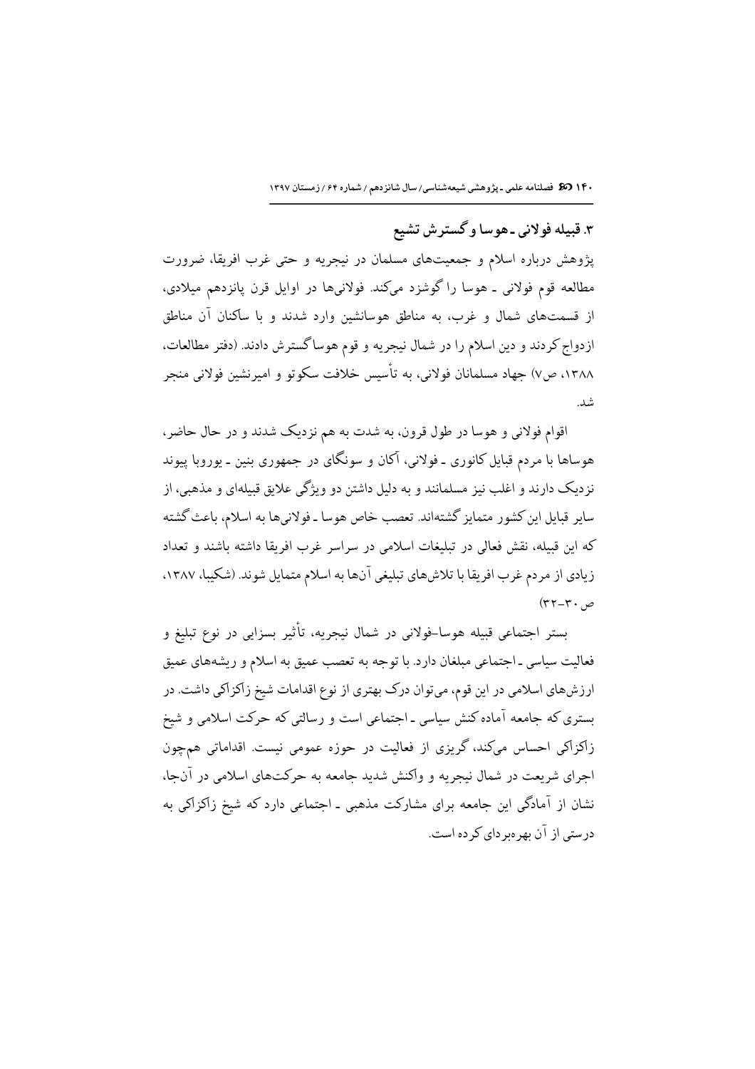### ۳. قبیله فولانی ـ هوسا و گسترش تشیع

پژوهش درباره اسلام و جمعیت‌های مسلمان در نیجریه و حتی غرب افریقا، ضرورت مطالعه قوم فولانی ـ هوسا را گوشزد می‌کند. فولانی‌ها در اوایل قرن پانزدهم میلادی، از قسمت‌های شمال و غرب، به مناطق هوسانشین وارد شدند و با ساکنان آن مناطق ازدواج کردند و دین اسلام را در شمال نیجریه و قوم هوسا گسترش دادند. (دفتر مطالعات، ۱۳۸۸، ص۷) جهاد مسلمانان فولانی، به تأسیس خلافت سکوتو و امیرنشین فولانی منجر شد.

اقوام فولانی و هوسا در طول قرون، به شدت به هم نزدیک شدند و در حال حاضر، هوساها با مردم قبایل کانوری ـ فولانی، آکان و سونگای در جمهوری بنین ـ یوروبا پیوند نزدیک دارند و اغلب نیز مسلمانند و به دلیل داشتن دو ویژگی علایق قبیله‌ای و مذهبی، از سایر قبایل این کشور متمایز گشته‌اند. تعصب خاص هوسا ـ فولانی‌ها به اسلام، باعث گشته که این قبیله، نقش فعالی در تبلیغات اسلامی در سراسر غرب افریقا داشته باشند و تعداد زیادی از مردم غرب افریقا با تلاش‌های تبلیغی آن‌ها به اسلام متمایل شوند. (شکیبا، ۱۳۸۷، ص ۳۰-۳۲)

بستر اجتماعی قبیله هوسا-فولانی در شمال نیجریه، تأثیر بسزایی در نوع تبلیغ و فعالیت سیاسی ـ اجتماعی مبلغان دارد. با توجه به تعصب عمیق به اسلام و ریشه‌های عمیق ارزش‌های اسلامی در این قوم، می‌توان درک بهتری از نوع اقدامات شیخ زاکزاکی داشت. در بستری که جامعه آماده کنش سیاسی ـ اجتماعی است و رسالتی که حرکت اسلامی و شیخ زاکزاکی احساس می‌کند، گریزی از فعالیت در حوزه عمومی نیست. اقداماتی همچون اجرای شریعت در شمال نیجریه و واکنش شدید جامعه به حرکت‌های اسلامی در آن‌جا، نشان از آمادگی این جامعه برای مشارکت مذهبی ـ اجتماعی دارد که شیخ زاکزاکی به درستی از آن بهره‌برداری کرده است.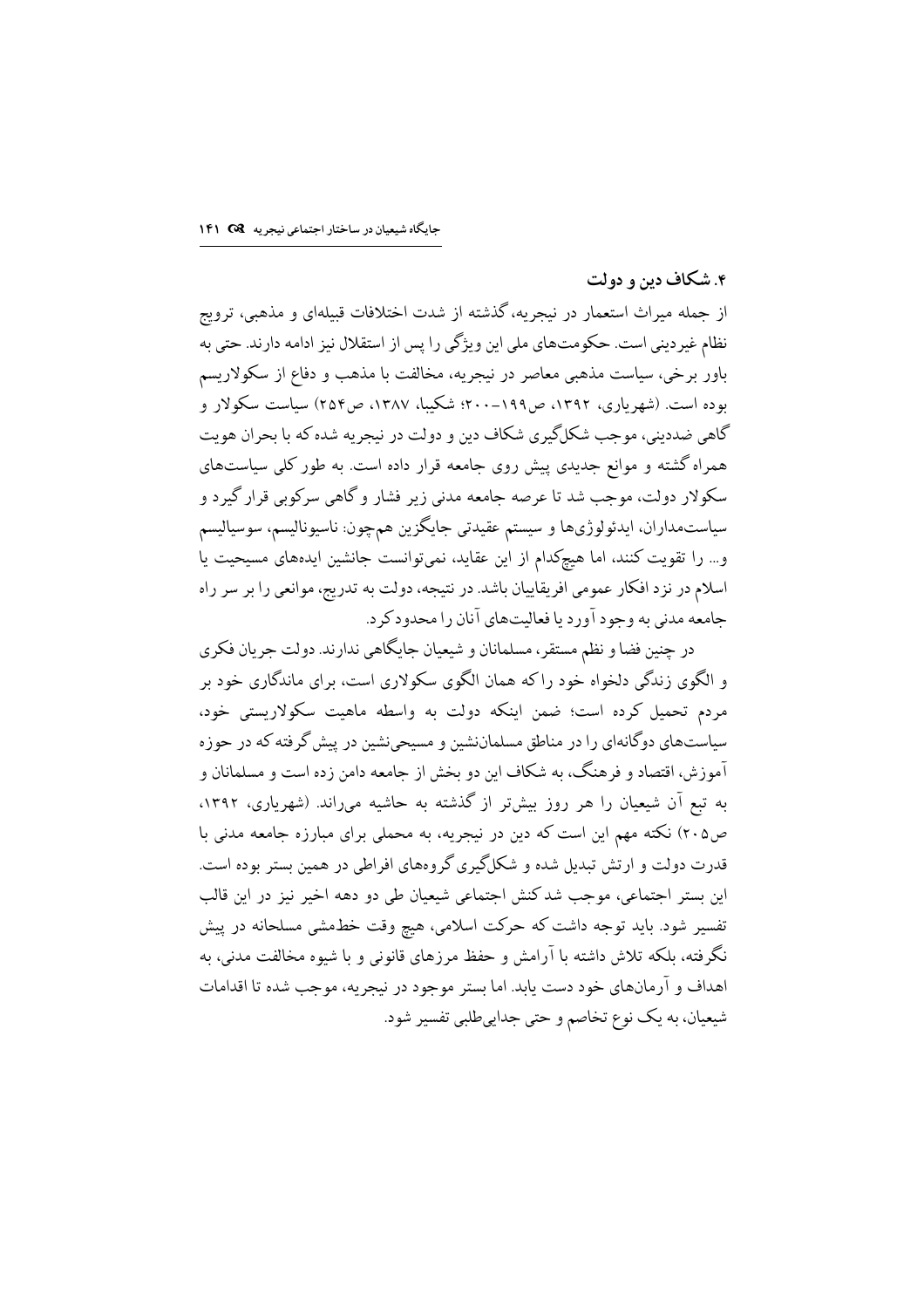## ۴. شکاف دین و دولت

از جمله میراث استعمار در نیجریه، گذشته از شدت اختلافات قبیله‌ای و مذهبی، ترویج نظام غیردینی است. حکومت‌های ملی این ویژگی را پس از استقلال نیز ادامه دارند. حتی به باور برخی، سیاست مذهبی معاصر در نیجریه، مخالفت با مذهب و دفاع از سکولاریسم بوده است. (شهریاری، ۱۳۹۲، ص۱۹۹-۲۰۰؛ شکیبا، ۱۳۸۷، ص۲۵۴) سیاست سکولار و گاهی ضددینی، موجب شکل‌گیری شکاف دین و دولت در نیجریه شده که با بحران هویت همراه گشته و موانع جدیدی پیش روی جامعه قرار داده است. به طور کلی سیاست‌های سکولار دولت، موجب شد تا عرصه جامعه مدنی زیر فشار و گاهی سرکوبی قرار گیرد و سیاست‌مداران، ایدئولوژی‌ها و سیستم عقیدتی جایگزین هم‌چون: ناسیونالیسم، سوسیالیسم و... را تقویت کنند، اما هیچ‌کدام از این عقاید، نمی‌توانست جانشین ایده‌های مسیحیت یا اسلام در نزد افکار عمومی افریقاییان باشد. در نتیجه، دولت به تدریج، موانعی را بر سر راه جامعه مدنی به وجود آورد یا فعالیت‌های آنان را محدود کرد.

در چنین فضا و نظم مستقر، مسلمانان و شیعیان جایگاهی ندارند. دولت جریان فکری و الگوی زندگی دلخواه خود را که همان الگوی سکولاری است، برای ماندگاری خود بر مردم تحمیل کرده است؛ ضمن اینکه دولت به واسطه ماهیت سکولاریستی خود، سیاست‌های دوگانه‌ای را در مناطق مسلمان‌نشین و مسیحی‌نشین در پیش گرفته که در حوزه آموزش، اقتصاد و فرهنگ، به شکاف این دو بخش از جامعه دامن زده است و مسلمانان و به تبع آن شیعیان را هر روز بیش‌تر از گذشته به حاشیه می‌راند. (شهریاری، ۱۳۹۲، ص۲۰۵) نکته مهم این است که دین در نیجریه، به محملی برای مبارزه جامعه مدنی با قدرت دولت و ارتش تبدیل شده و شکل‌گیری گروه‌های افراطی در همین بستر بوده است. این بستر اجتماعی، موجب شد کنش اجتماعی شیعیان طی دو دهه اخیر نیز در این قالب تفسیر شود. باید توجه داشت که حرکت اسلامی، هیچ وقت خط‌مشی مسلحانه در پیش نگرفته، بلکه تلاش داشته با آرامش و حفظ مرزهای قانونی و با شیوه مخالفت مدنی، به اهداف و آرمان‌های خود دست یابد. اما بستر موجود در نیجریه، موجب شده تا اقدامات شیعیان، به یک نوع تخاصم و حتی جدایی‌طلبی تفسیر شود.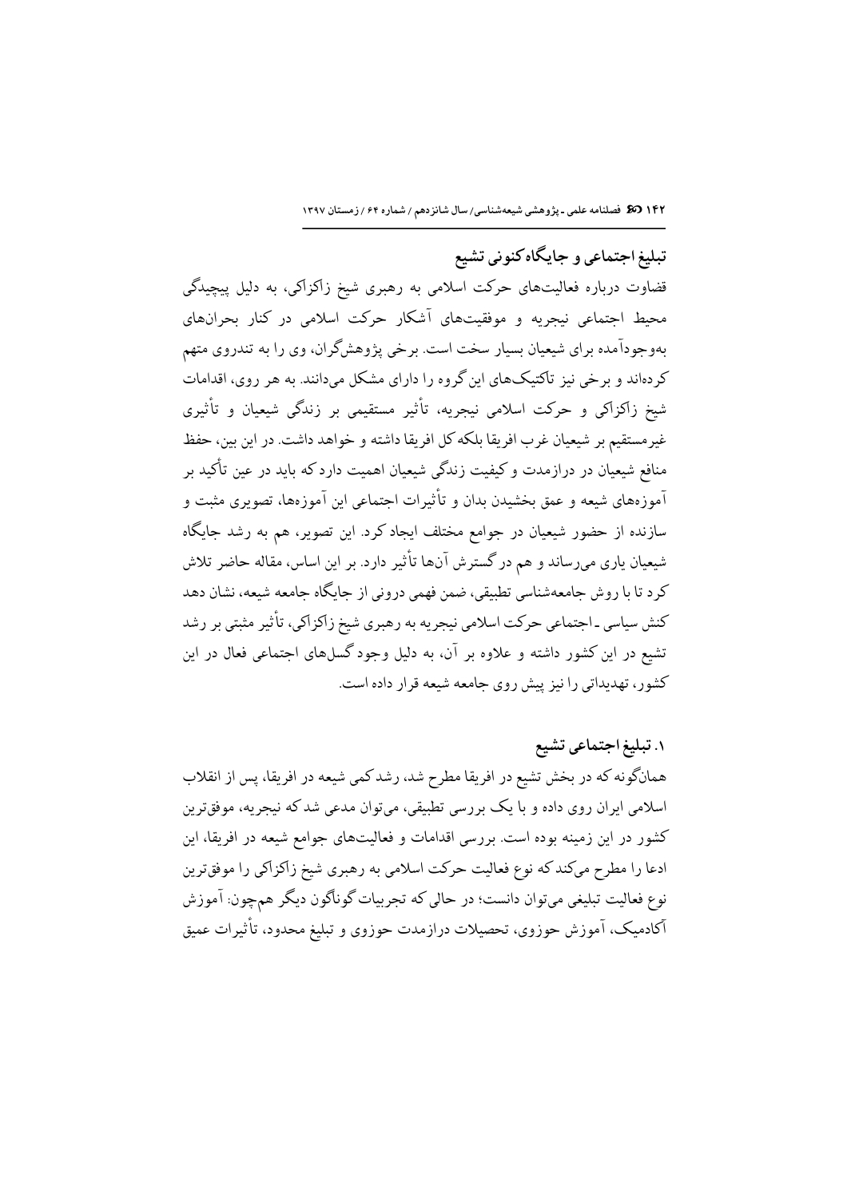## تبلیغ اجتماعی و جایگاه کنونی تشیع

قضاوت درباره فعالیت‌های حرکت اسلامی به رهبری شیخ زاکزاکی، به دلیل پیچیدگی محیط اجتماعی نیجریه و موفقیت‌های آشکار حرکت اسلامی در کنار بحران‌های به‌وجودآمده برای شیعیان بسیار سخت است. برخی پژوهشگران، وی را به تندروی متهم کرده‌اند و برخی نیز تاکتیک‌های این گروه را دارای مشکل می‌دانند. به هر روی، اقدامات شیخ زاکزاکی و حرکت اسلامی نیجریه، تأثیر مستقیمی بر زندگی شیعیان و تأثیری غیرمستقیم بر شیعیان غرب افریقا بلکه کل افریقا داشته و خواهد داشت. در این بین، حفظ منافع شیعیان در درازمدت و کیفیت زندگی شیعیان اهمیت دارد که باید در عین تأکید بر آموزه‌های شیعه و عمق بخشیدن بدان و تأثیرات اجتماعی این آموزه‌ها، تصویری مثبت و سازنده از حضور شیعیان در جوامع مختلف ایجاد کرد. این تصویر، هم به رشد جایگاه شیعیان یاری می‌رساند و هم در گسترش آن‌ها تأثیر دارد. بر این اساس، مقاله حاضر تلاش کرد تا با روش جامعه‌شناسی تطبیقی، ضمن فهمی درونی از جایگاه جامعه شیعه، نشان دهد کنش سیاسی ـ اجتماعی حرکت اسلامی نیجریه به رهبری شیخ زاکزاکی، تأثیر مثبتی بر رشد تشیع در این کشور داشته و علاوه بر آن، به دلیل وجود گسل‌های اجتماعی فعال در این کشور، تهدیداتی را نیز پیش روی جامعه شیعه قرار داده است.

### ۱. تبلیغ اجتماعی تشیع

همان‌گونه که در بخش تشیع در افریقا مطرح شد، رشد کمی شیعه در افریقا، پس از انقلاب اسلامی ایران روی داده و با یک بررسی تطبیقی، می‌توان مدعی شد که نیجریه، موفق‌ترین کشور در این زمینه بوده است. بررسی اقدامات و فعالیت‌های جوامع شیعه در افریقا، این ادعا را مطرح می‌کند که نوع فعالیت حرکت اسلامی به رهبری شیخ زاکزاکی را موفق‌ترین نوع فعالیت تبلیغی می‌توان دانست؛ در حالی که تجربیات گوناگون دیگر هم‌چون: آموزش آکادمیک، آموزش حوزوی، تحصیلات درازمدت حوزوی و تبلیغ محدود، تأثیرات عمیق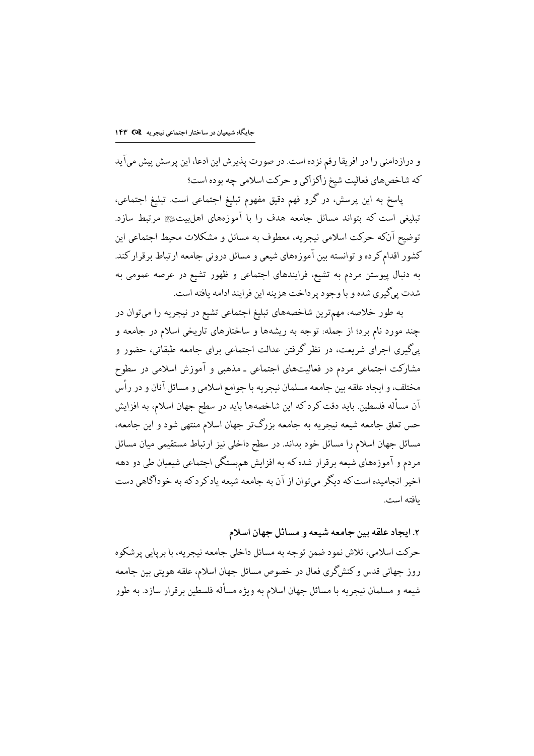و درازدامنی را در افریقا رقم نزده است. در صورت پذیرش این ادعا، این پرسش پیش می‌آید که شاخص‌های فعالیت شیخ زاکزاکی و حرکت اسلامی چه بوده است؟

پاسخ به این پرسش، در گرو فهم دقیق مفهوم تبلیغ اجتماعی است. تبلیغ اجتماعی، تبلیغی است که بتواند مسائل جامعه هدف را با آموزه‌های اهل‌بیت﷩ مرتبط سازد. توضیح آنکه حرکت اسلامی نیجریه، معطوف به مسائل و مشکلات محیط اجتماعی این کشور اقدام کرده و توانسته بین آموزه‌های شیعی و مسائل درونی جامعه ارتباط برقرار کند. به دنبال پیوستن مردم به تشیع، فرایندهای اجتماعی و ظهور تشیع در عرصه عمومی به شدت پی‌گیری شده و با وجود پرداخت هزینه این فرایند ادامه یافته است.

به طور خلاصه، مهم‌ترین شاخصه‌های تبلیغ اجتماعی تشیع در نیجریه را می‌توان در چند مورد نام برد؛ از جمله: توجه به ریشه‌ها و ساختارهای تاریخی اسلام در جامعه و پی‌گیری اجرای شریعت، در نظر گرفتن عدالت اجتماعی برای جامعه طبقاتی، حضور و مشارکت اجتماعی مردم در فعالیت‌های اجتماعی ـ مذهبی و آموزش اسلامی در سطوح مختلف، و ایجاد علقه بین جامعه مسلمان نیجریه با جوامع اسلامی و مسائل آنان و در رأس آن مسأله فلسطین. باید دقت کرد که این شاخصه‌ها باید در سطح جهان اسلام، به افزایش حس تعلق جامعه شیعه نیجریه به جامعه بزرگ‌تر جهان اسلام منتهی شود و این جامعه، مسائل جهان اسلام را مسائل خود بداند. در سطح داخلی نیز ارتباط مستقیمی میان مسائل مردم و آموزه‌های شیعه برقرار شده که به افزایش هم‌بستگی اجتماعی شیعیان طی دو دهه اخیر انجامیده است که دیگر می‌توان از آن به جامعه شیعه یاد کرد که به خودآگاهی دست یافته است.

### ۲. ایجاد علقه بین جامعه شیعه و مسائل جهان اسلام

حرکت اسلامی، تلاش نمود ضمن توجه به مسائل داخلی جامعه نیجریه، با برپایی پرشکوه روز جهانی قدس و کنشگری فعال در خصوص مسائل جهان اسلام، علقه هویتی بین جامعه شیعه و مسلمان نیجریه با مسائل جهان اسلام به ویژه مسأله فلسطین برقرار سازد. به طور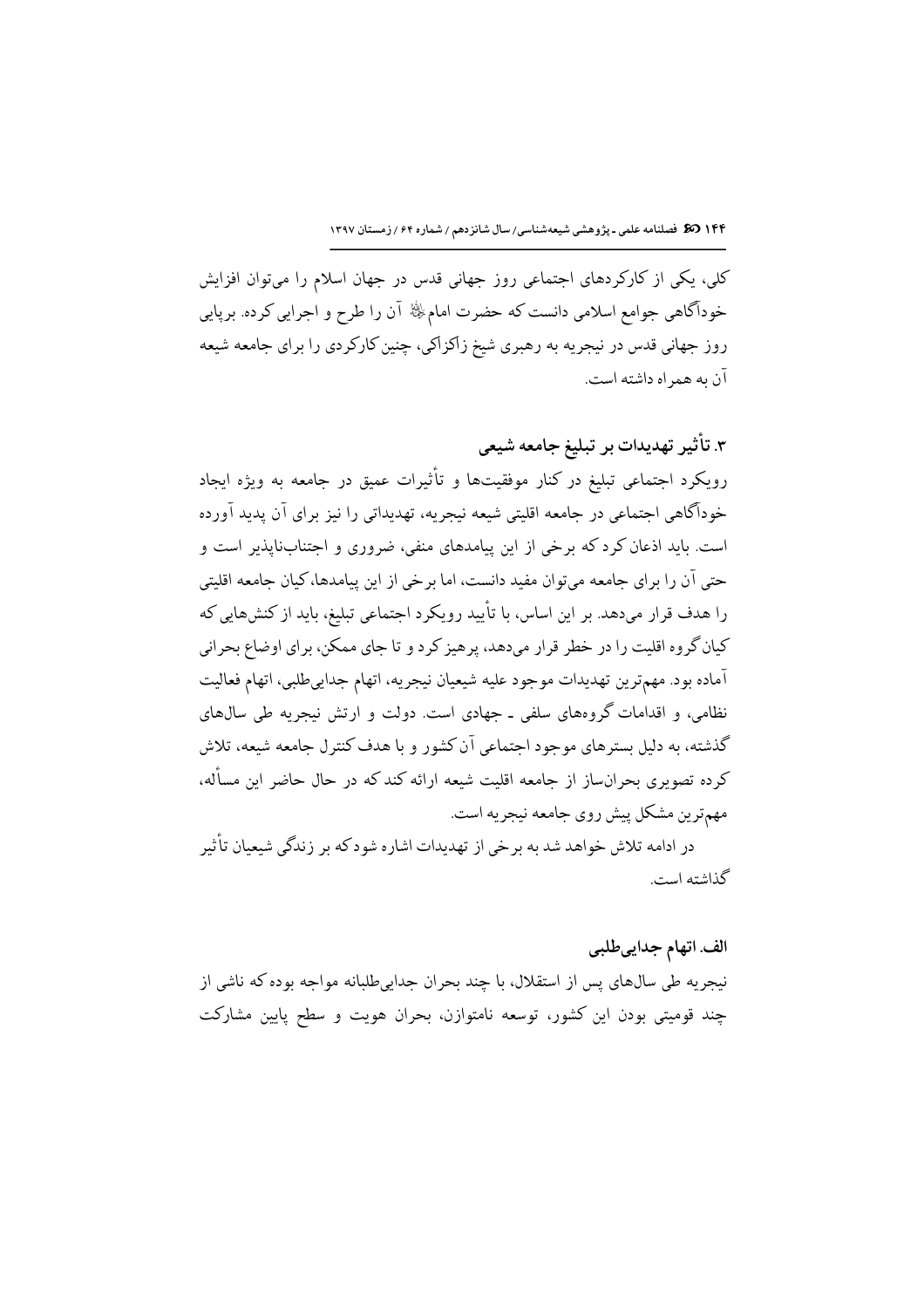کلی، یکی از کارکردهای اجتماعی روز جهانی قدس در جهان اسلام را می‌توان افزایش خودآگاهی جوامع اسلامی دانست که حضرت امام‌ﷺ آن را طرح و اجرایی کرده. برپایی روز جهانی قدس در نیجریه به رهبری شیخ زاکزاکی، چنین کارکردی را برای جامعه شیعه آن به همراه داشته است.

### ۳. تأثیر تهدیدات بر تبلیغ جامعه شیعی

رویکرد اجتماعی تبلیغ در کنار موفقیت‌ها و تأثیرات عمیق در جامعه به ویژه ایجاد خودآگاهی اجتماعی در جامعه اقلیتی شیعه نیجریه، تهدیداتی را نیز برای آن پدید آورده است. باید اذعان کرد که برخی از این پیامدهای منفی، ضروری و اجتناب‌ناپذیر است و حتی آن را برای جامعه می‌توان مفید دانست، اما برخی از این پیامدها، کیان جامعه اقلیتی را هدف قرار می‌دهد. بر این اساس، با تأیید رویکرد اجتماعی تبلیغ، باید از کنش‌هایی که کیان گروه اقلیت را در خطر قرار می‌دهد، پرهیز کرد و تا جای ممکن، برای اوضاع بحرانی آماده بود. مهم‌ترین تهدیدات موجود علیه شیعیان نیجریه، اتهام جدایی‌طلبی، اتهام فعالیت نظامی، و اقدامات گروه‌های سلفی ـ جهادی است. دولت و ارتش نیجریه طی سال‌های گذشته، به دلیل بسترهای موجود اجتماعی آن کشور و با هدف کنترل جامعه شیعه، تلاش کرده تصویری بحران‌ساز از جامعه اقلیت شیعه ارائه کند که در حال حاضر این مسأله، مهم‌ترین مشکل پیش روی جامعه نیجریه است.

در ادامه تلاش خواهد شد به برخی از تهدیدات اشاره شود که بر زندگی شیعیان تأثیر گذاشته است.

#### الف. اتهام جدایی‌طلبی

نیجریه طی سال‌های پس از استقلال، با چند بحران جدایی‌طلبانه مواجه بوده که ناشی از چند قومیتی بودن این کشور، توسعه نامتوازن، بحران هویت و سطح پایین مشارکت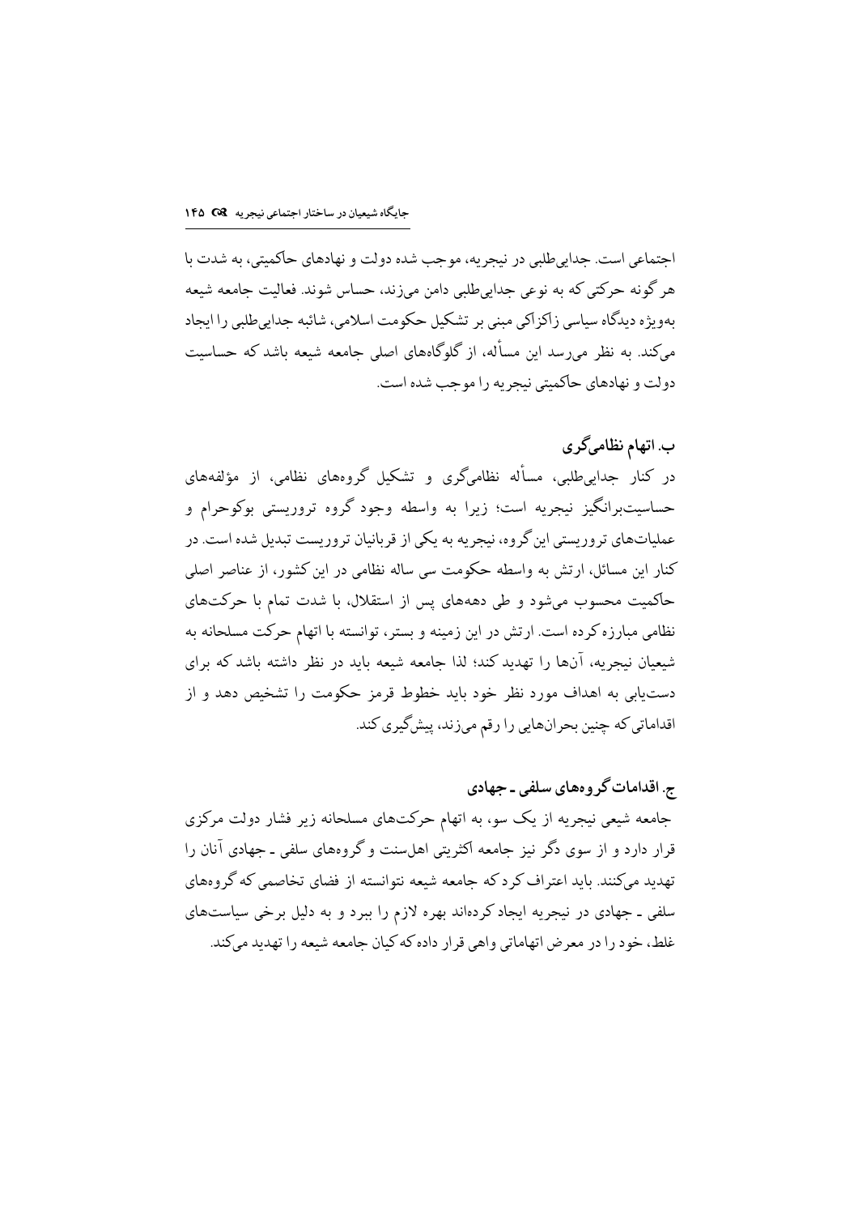اجتماعی است. جدایی‌طلبی در نیجریه، موجب شده دولت و نهادهای حاکمیتی، به شدت با هر گونه حرکتی که به نوعی جدایی‌طلبی دامن می‌زند، حساس شوند. فعالیت جامعه شیعه به‌ویژه دیدگاه سیاسی زاکزاکی مبنی بر تشکیل حکومت اسلامی، شائبه جدایی‌طلبی را ایجاد می‌کند. به نظر می‌رسد این مسأله، از گلوگاه‌های اصلی جامعه شیعه باشد که حساسیت دولت و نهادهای حاکمیتی نیجریه را موجب شده است.

### ب. اتهام نظامی‌گری

در کنار جدایی‌طلبی، مسأله نظامی‌گری و تشکیل گروه‌های نظامی، از مؤلفه‌های حساسیت‌برانگیز نیجریه است؛ زیرا به واسطه وجود گروه تروریستی بوکوحرام و عملیات‌های تروریستی این گروه، نیجریه به یکی از قربانیان تروریست تبدیل شده است. در کنار این مسائل، ارتش به واسطه حکومت سی ساله نظامی در این کشور، از عناصر اصلی حاکمیت محسوب می‌شود و طی دهه‌های پس از استقلال، با شدت تمام با حرکت‌های نظامی مبارزه کرده است. ارتش در این زمینه و بستر، توانسته با اتهام حرکت مسلحانه به شیعیان نیجریه، آن‌ها را تهدید کند؛ لذا جامعه شیعه باید در نظر داشته باشد که برای دست‌یابی به اهداف مورد نظر خود باید خطوط قرمز حکومت را تشخیص دهد و از اقداماتی که چنین بحران‌هایی را رقم می‌زند، پیش‌گیری کند.

### ج. اقدامات گروه‌های سلفی ـ جهادی

جامعه شیعی نیجریه از یک سو، به اتهام حرکت‌های مسلحانه زیر فشار دولت مرکزی قرار دارد و از سوی دگر نیز جامعه اکثریتی اهل‌سنت و گروه‌های سلفی ـ جهادی آنان را تهدید می‌کنند. باید اعتراف کرد که جامعه شیعه نتوانسته از فضای تخاصمی که گروه‌های سلفی ـ جهادی در نیجریه ایجاد کرده‌اند بهره لازم را ببرد و به دلیل برخی سیاست‌های غلط، خود را در معرض اتهاماتی واهی قرار داده که کیان جامعه شیعه را تهدید می‌کند.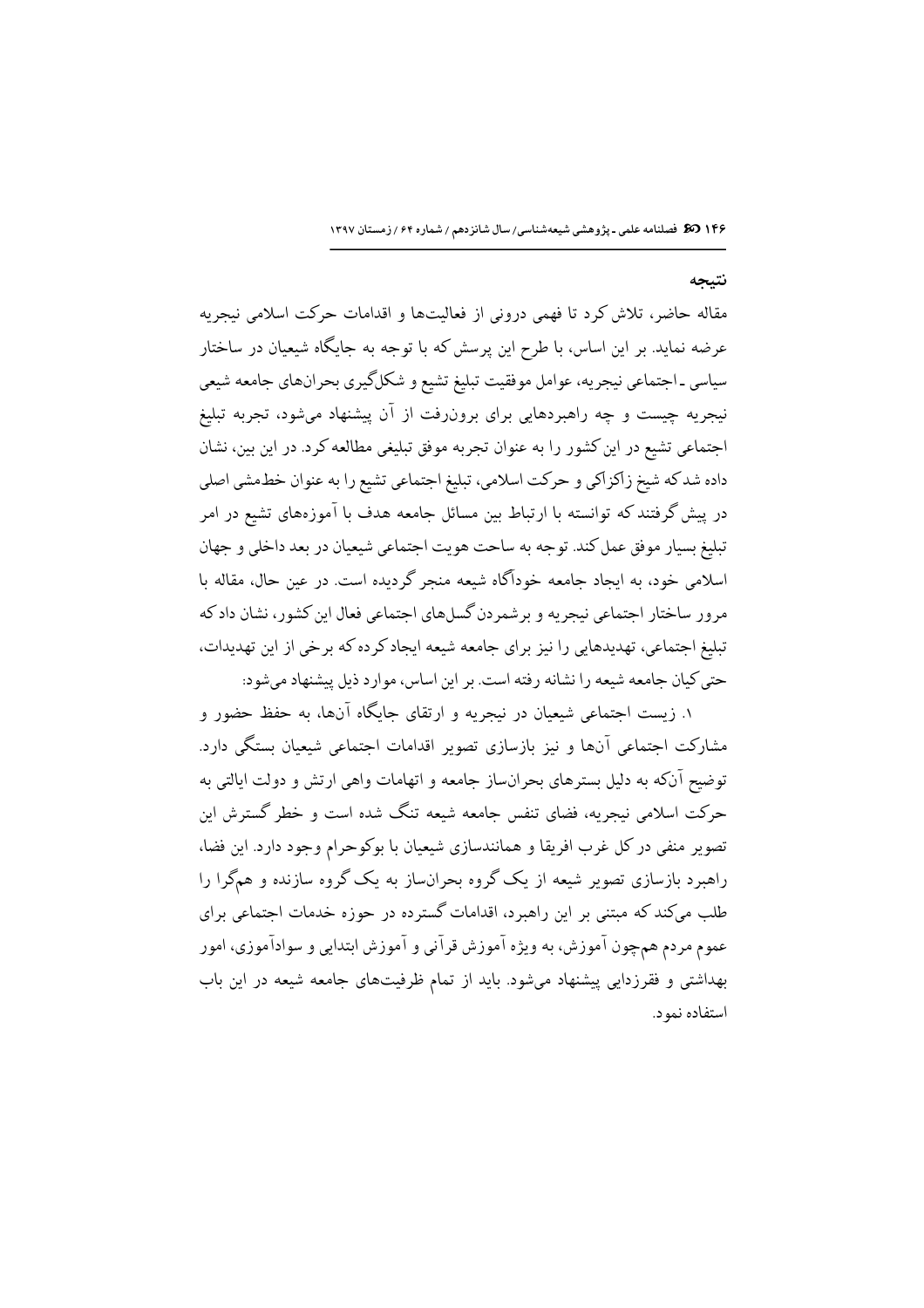## نتیجه

مقاله حاضر، تلاش کرد تا فهمی درونی از فعالیت‌ها و اقدامات حرکت اسلامی نیجریه عرضه نماید. بر این اساس، با طرح این پرسش که با توجه به جایگاه شیعیان در ساختار سیاسی ـ اجتماعی نیجریه، عوامل موفقیت تبلیغ تشیع و شکل‌گیری بحران‌های جامعه شیعی نیجریه چیست و چه راهبردهایی برای برون‌رفت از آن پیشنهاد می‌شود، تجربه تبلیغ اجتماعی تشیع در این کشور را به عنوان تجربه موفق تبلیغی مطالعه کرد. در این بین، نشان داده شد که شیخ زاکزاکی و حرکت اسلامی، تبلیغ اجتماعی تشیع را به عنوان خط‌مشی اصلی در پیش گرفتند که توانسته با ارتباط بین مسائل جامعه هدف با آموزه‌های تشیع در امر تبلیغ بسیار موفق عمل کند. توجه به ساحت هویت اجتماعی شیعیان در بعد داخلی و جهان اسلامی خود، به ایجاد جامعه خودآگاه شیعه منجر گردیده است. در عین حال، مقاله با مرور ساختار اجتماعی نیجریه و برشمردن گسل‌های اجتماعی فعال این کشور، نشان داد که تبلیغ اجتماعی، تهدیدهایی را نیز برای جامعه شیعه ایجاد کرده که برخی از این تهدیدات، حتی کیان جامعه شیعه را نشانه رفته است. بر این اساس، موارد ذیل پیشنهاد می‌شود:

۱. زیست اجتماعی شیعیان در نیجریه و ارتقای جایگاه آن‌ها، به حفظ حضور و مشارکت اجتماعی آن‌ها و نیز بازسازی تصویر اقدامات اجتماعی شیعیان بستگی دارد. توضیح آنکه به دلیل بسترهای بحران‌ساز جامعه و اتهامات واهی ارتش و دولت ایالتی به حرکت اسلامی نیجریه، فضای تنفس جامعه شیعه تنگ شده است و خطر گسترش این تصویر منفی در کل غرب افریقا و همانندسازی شیعیان با بوکوحرام وجود دارد. این فضا، راهبرد بازسازی تصویر شیعه از یک گروه بحران‌ساز به یک گروه سازنده و هم‌گرا را طلب می‌کند که مبتنی بر این راهبرد، اقدامات گسترده در حوزه خدمات اجتماعی برای عموم مردم همچون آموزش، به ویژه آموزش قرآنی و آموزش ابتدایی و سوادآموزی، امور بهداشتی و فقرزدایی پیشنهاد می‌شود. باید از تمام ظرفیت‌های جامعه شیعه در این باب استفاده نمود.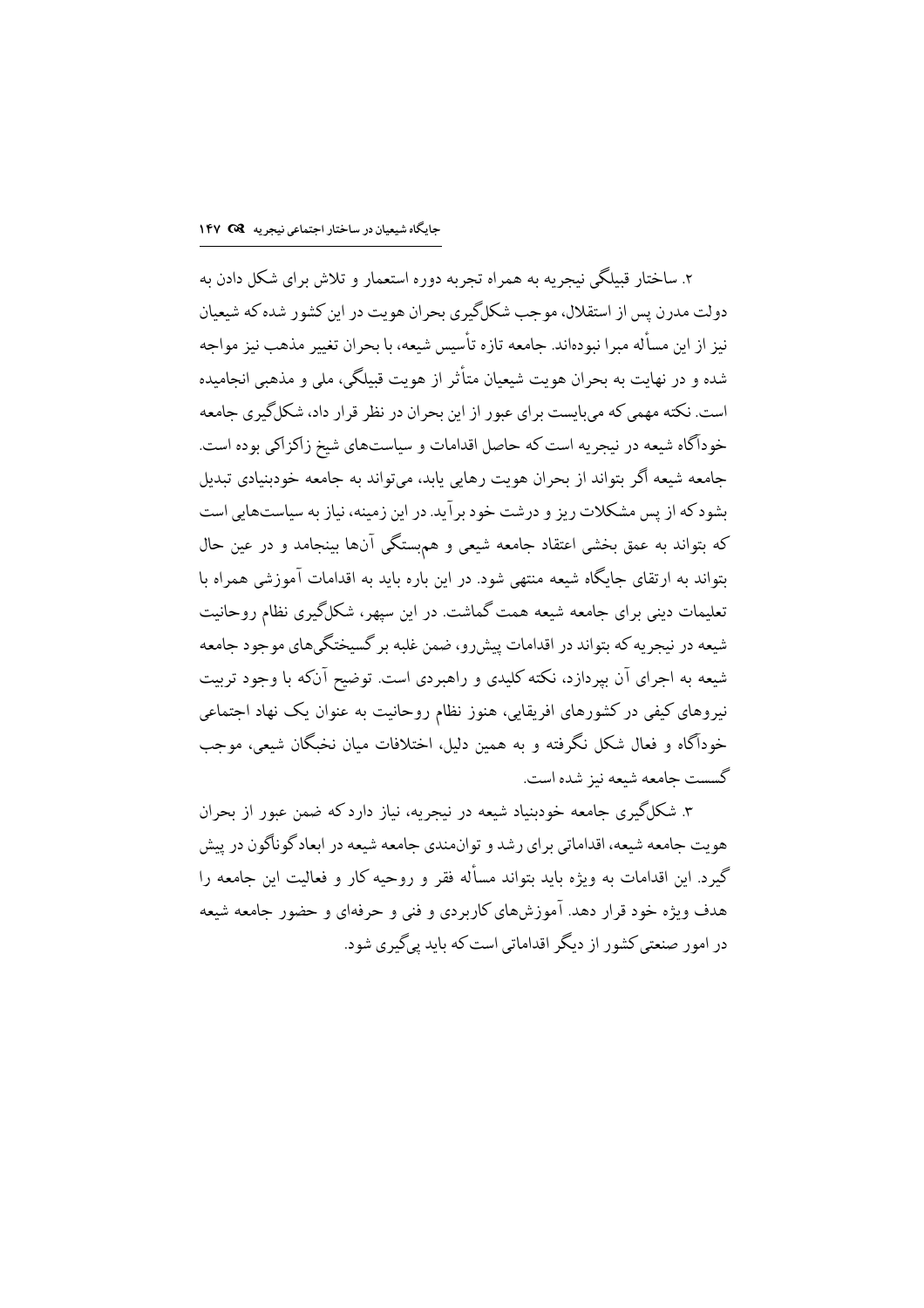۲. ساختار قبیلگی نیجریه به همراه تجربه دوره استعمار و تلاش برای شکل دادن به دولت مدرن پس از استقلال، موجب شکل‌گیری بحران هویت در این کشور شده که شیعیان نیز از این مسأله مبرا نبوده‌اند. جامعه تازه تأسیس شیعه، با بحران تغییر مذهب نیز مواجه شده و در نهایت به بحران هویت شیعیان متأثر از هویت قبیلگی، ملی و مذهبی انجامیده است. نکته مهمی که می‌بایست برای عبور از این بحران در نظر قرار داد، شکل‌گیری جامعه خودآگاه شیعه در نیجریه است که حاصل اقدامات و سیاست‌های شیخ زاکزاکی بوده است. جامعه شیعه اگر بتواند از بحران هویت رهایی یابد، می‌تواند به جامعه خودبنیادی تبدیل بشود که از پس مشکلات ریز و درشت خود برآید. در این زمینه، نیاز به سیاست‌هایی است که بتواند به عمق بخشی اعتقاد جامعه شیعی و هم‌بستگی آن‌ها بینجامد و در عین حال بتواند به ارتقای جایگاه شیعه منتهی شود. در این باره باید به اقدامات آموزشی همراه با تعلیمات دینی برای جامعه شیعه همت گماشت. در این سپهر، شکل‌گیری نظام روحانیت شیعه در نیجریه که بتواند در اقدامات پیش‌رو، ضمن غلبه بر گسیختگی‌های موجود جامعه شیعه به اجرای آن بپردازد، نکته کلیدی و راهبردی است. توضیح آن‌که با وجود تربیت نیروهای کیفی در کشورهای افریقایی، هنوز نظام روحانیت به عنوان یک نهاد اجتماعی خودآگاه و فعال شکل نگرفته و به همین دلیل، اختلافات میان نخبگان شیعی، موجب گسست جامعه شیعه نیز شده است.

۳. شکل‌گیری جامعه خودبنیاد شیعه در نیجریه، نیاز دارد که ضمن عبور از بحران هویت جامعه شیعه، اقداماتی برای رشد و توان‌مندی جامعه شیعه در ابعاد گوناگون در پیش گیرد. این اقدامات به ویژه باید بتواند مسأله فقر و روحیه کار و فعالیت این جامعه را هدف ویژه خود قرار دهد. آموزش‌های کاربردی و فنی و حرفه‌ای و حضور جامعه شیعه در امور صنعتی کشور از دیگر اقداماتی است که باید پی‌گیری شود.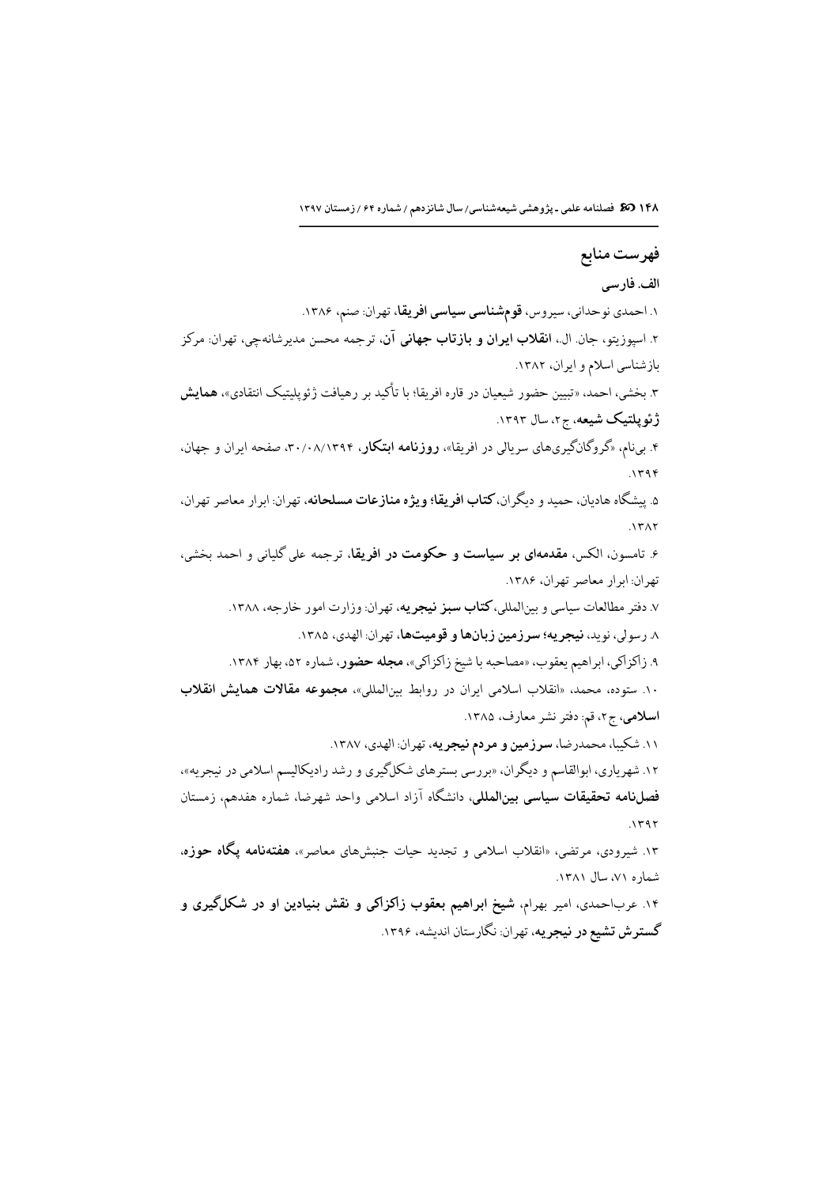## فهرست منابع

### الف. فارسی

۱. احمدی نوحدانی، سیروس، **قوم‌شناسی سیاسی افریقا**، تهران: صنم، ۱۳۸۶.

۲. اسپوزیتو، جان. ال.، **انقلاب ایران و بازتاب جهانی آن**، ترجمه محسن مدیرشانه‌چی، تهران: مرکز بازشناسی اسلام و ایران، ۱۳۸۲.

۳. بخشی، احمد، «تبیین حضور شیعیان در قاره افریقا؛ با تأکید بر رهیافت ژئوپلیتیک انتقادی»، **همایش ژئوپلتیک شیعه**، ج۲، سال ۱۳۹۳.

۴. بی‌نام، «گروگان‌گیری‌های سریالی در افریقا»، **روزنامه ابتکار**، ۳۰/۰۸/۱۳۹۴، صفحه ایران و جهان، ۱۳۹۴.

۵. پیشگاه هادیان، حمید و دیگران، **کتاب افریقا؛ ویژه منازعات مسلحانه**، تهران: ابرار معاصر تهران، ۱۳۸۲.

۶. تامسون، الکس، **مقدمه‌ای بر سیاست و حکومت در افریقا**، ترجمه علی گلیانی و احمد بخشی، تهران: ابرار معاصر تهران، ۱۳۸۶.

۷. دفتر مطالعات سیاسی و بین‌المللی، **کتاب سبز نیجریه**، تهران: وزارت امور خارجه، ۱۳۸۸.

۸. رسولی، نوید، **نیجریه؛ سرزمین زبان‌ها و قومیت‌ها**، تهران: الهدی، ۱۳۸۵.

۹. زاکزاکی، ابراهیم یعقوب، «مصاحبه با شیخ زاکزاکی»، **مجله حضور**، شماره ۵۲، بهار ۱۳۸۴.

۱۰. ستوده، محمد، «انقلاب اسلامی ایران در روابط بین‌المللی»، **مجموعه مقالات همایش انقلاب اسلامی**، ج۲، قم: دفتر نشر معارف، ۱۳۸۵.

۱۱. شکیبا، محمدرضا، **سرزمین و مردم نیجریه**، تهران: الهدی، ۱۳۸۷.

۱۲. شهریاری، ابوالقاسم و دیگران، «بررسی بسترهای شکل‌گیری و رشد رادیکالیسم اسلامی در نیجریه»، **فصلنامه تحقیقات سیاسی بین‌المللی**، دانشگاه آزاد اسلامی واحد شهرضا، شماره هفدهم، زمستان ۱۳۹۲.

۱۳. شیرودی، مرتضی، «انقلاب اسلامی و تجدید حیات جنبش‌های معاصر»، **هفته‌نامه پگاه حوزه**، شماره ۷۱، سال ۱۳۸۱.

۱۴. عرب‌احمدی، امیر بهرام، **شیخ ابراهیم یعقوب زاکزاکی و نقش بنیادین او در شکل‌گیری و گسترش تشیع در نیجریه**، تهران: نگارستان اندیشه، ۱۳۹۶.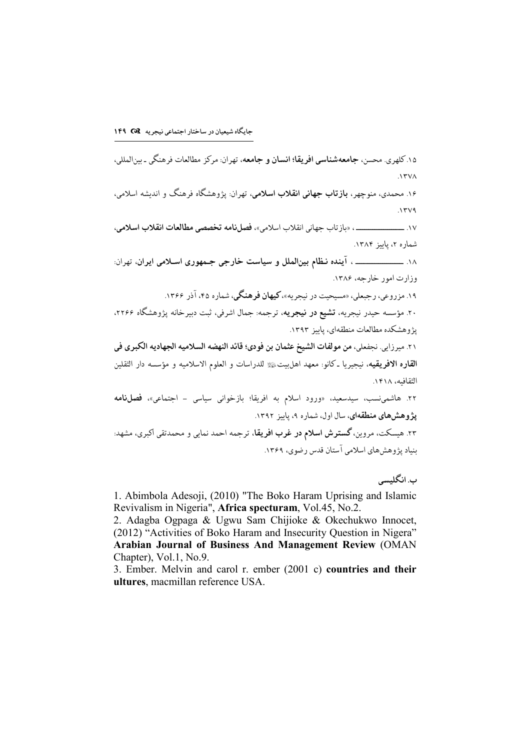۱۵. کلهری. محسن، **جامعه‌شناسی افریقا؛ انسان و جامعه**، تهران: مرکز مطالعات فرهنگی ـ بین‌المللی، ۱۳۷۸.

۱۶. محمدی، منوچهر، **بازتاب جهانی انقلاب اسلامی**، تهران: پژوهشگاه فرهنگ و اندیشه اسلامی، ۱۳۷۹.

۱۷. ــــــــــــــــــ ، «بازتاب جهانی انقلاب اسلامی»، **فصل‌نامه تخصصی مطالعات انقلاب اسلامی**، شماره ۲، پاییز ۱۳۸۴.

۱۸. ــــــــــــــــــ ، **آینده نظام بین‌الملل و سیاست خارجی جمهوری اسلامی ایران**، تهران: وزارت امور خارجه، ۱۳۸۶.

۱۹. مزروعی، رجبعلی، «مسیحیت در نیجریه»، **کیهان فرهنگی**، شماره ۴۵، آذر ۱۳۶۶.

۲۰. مؤسسه حیدر نیجریه، **تشیع در نیجریه**، ترجمه: جمال اشرفی، ثبت دبیرخانه پژوهشگاه ۲۲۶۶، پژوهشکده مطالعات منطقه‌ای، پاییز ۱۳۹۳.

۲۱. میرزایی. نجفعلی، **من مولفات الشیخ عثمان بن فودی؛ قائد النهضه السلامیه الجهادیه الکبری فی القاره الافریقیه**، نیجیریا ـ کانو: معهد اهل‌بیت ﷺ للدراسات و العلوم الاسلامیه و مؤسسه دار الثقلین الثقافیه، ۱۴۱۸.

۲۲. هاشمی‌نسب، سیدسعید، «ورود اسلام به افریقا؛ بازخوانی سیاسی - اجتماعی»، **فصل‌نامه پژوهش‌های منطقه‌ای**، سال اول، شماره ۹، پاییز ۱۳۹۲.

۲۳. هیسکت، مروین، **گسترش اسلام در غرب افریقا**، ترجمه احمد نمایی و محمدتقی اکبری، مشهد: بنیاد پژوهش‌های اسلامی آستان قدس رضوی، ۱۳۶۹.

### ب. انگلیسی

1. Abimbola Adesoji, (2010) "The Boko Haram Uprising and Islamic Revivalism in Nigeria", **Africa specturam**, Vol.45, No.2.

2. Adagba Ogpaga & Ugwu Sam Chijioke & Okechukwo Innocet, (2012) "Activities of Boko Haram and Insecurity Question in Nigera" **Arabian Journal of Business And Management Review** (OMAN Chapter), Vol.1, No.9.

3. Ember. Melvin and carol r. ember (2001 c) **countries and their ultures**, macmillan reference USA.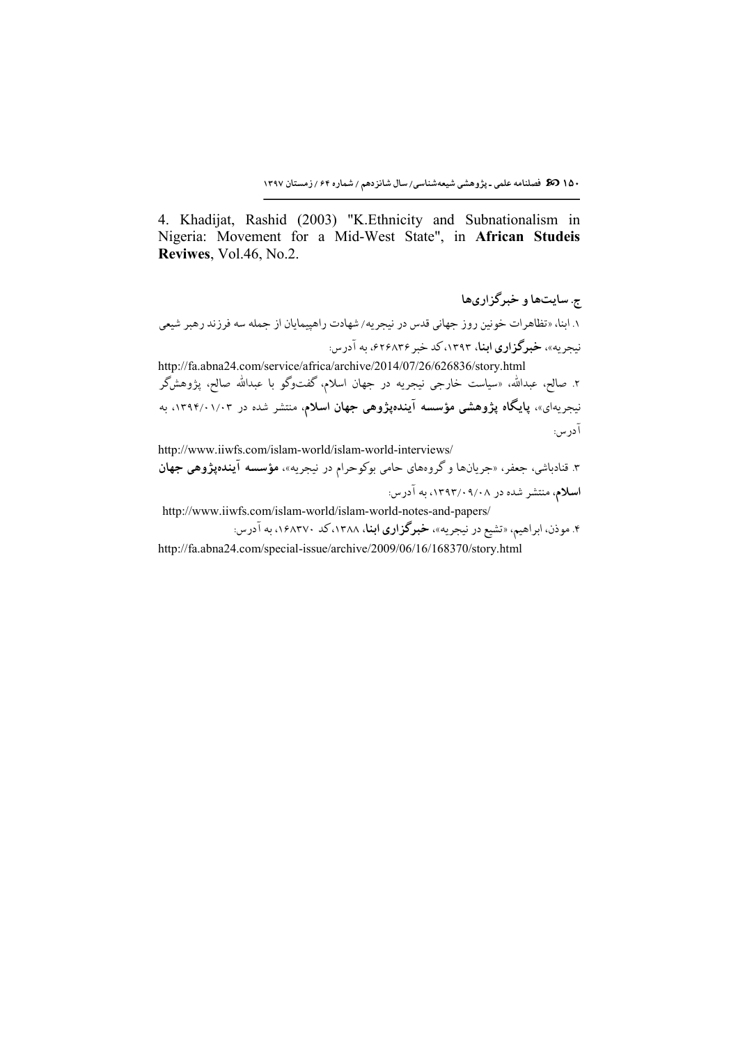4. Khadijat, Rashid (2003) "K.Ethnicity and Subnationalism in Nigeria: Movement for a Mid-West State", in **African Studeis Reviwes**, Vol.46, No.2.

### ج. سایت‌ها و خبرگزاری‌ها

۱. ابنا، «تظاهرات خونین روز جهانی قدس در نیجریه/ شهادت راهپیمایان از جمله سه فرزند رهبر شیعی نیجریه»، **خبرگزاری ابنا**، ۱۳۹۳، کد خبر ۶۲۶۸۳۶، به آدرس:

http://fa.abna24.com/service/africa/archive/2014/07/26/626836/story.html

۲. صالح، عبدالله، «سیاست خارجی نیجریه در جهان اسلام، گفت‌وگو با عبدالله صالح، پژوهشگر نیجریه‌ای»، **پایگاه پژوهشی مؤسسه آینده‌پژوهی جهان اسلام**، منتشر شده در ۱۳۹۴/۰۱/۰۳، به آدرس:

http://www.iiwfs.com/islam-world/islam-world-interviews/

۳. قنادباشی، جعفر، «جریان‌ها و گروه‌های حامی بوکوحرام در نیجریه»، **مؤسسه آینده‌پژوهی جهان اسلام**، منتشر شده در ۱۳۹۳/۰۹/۰۸، به آدرس:

http://www.iiwfs.com/islam-world/islam-world-notes-and-papers/

۴. موذن، ابراهیم، «تشیع در نیجریه»، **خبرگزاری ابنا**، ۱۳۸۸، کد ۱۶۸۳۷۰، به آدرس:

http://fa.abna24.com/special-issue/archive/2009/06/16/168370/story.html